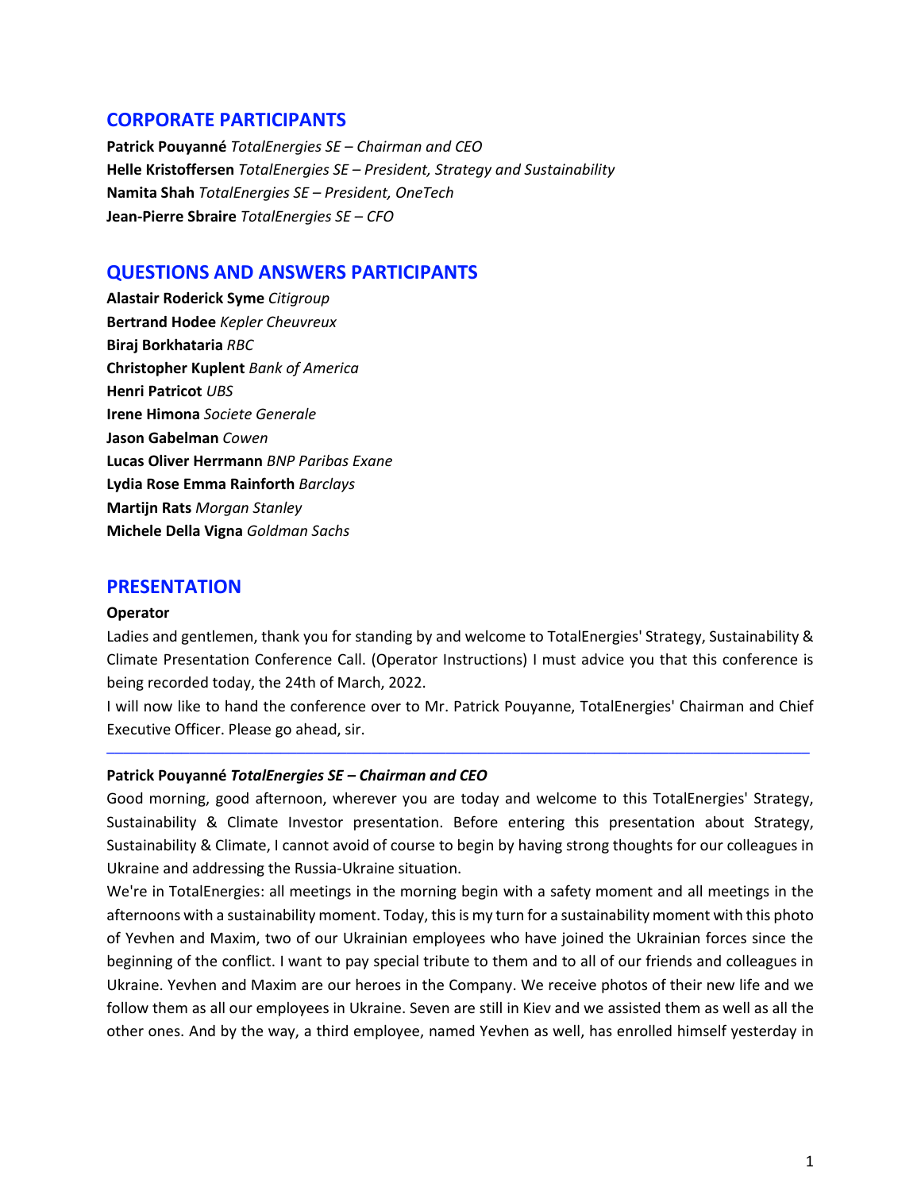## CORPORATE PARTICIPANTS

**Patrick Pouyanné** *TotalEnergies SE – Chairman and CEO*
**Helle Kristoffersen** *TotalEnergies SE – President, Strategy and Sustainability*
**Namita Shah** *TotalEnergies SE – President, OneTech*
**Jean-Pierre Sbraire** *TotalEnergies SE – CFO*

## QUESTIONS AND ANSWERS PARTICIPANTS

**Alastair Roderick Syme** *Citigroup*
**Bertrand Hodee** *Kepler Cheuvreux*
**Biraj Borkhataria** *RBC*
**Christopher Kuplent** *Bank of America*
**Henri Patricot** *UBS*
**Irene Himona** *Societe Generale*
**Jason Gabelman** *Cowen*
**Lucas Oliver Herrmann** *BNP Paribas Exane*
**Lydia Rose Emma Rainforth** *Barclays*
**Martijn Rats** *Morgan Stanley*
**Michele Della Vigna** *Goldman Sachs*

## PRESENTATION

**Operator**

Ladies and gentlemen, thank you for standing by and welcome to TotalEnergies' Strategy, Sustainability & Climate Presentation Conference Call. (Operator Instructions) I must advice you that this conference is being recorded today, the 24th of March, 2022.

I will now like to hand the conference over to Mr. Patrick Pouyanne, TotalEnergies' Chairman and Chief Executive Officer. Please go ahead, sir.

---

**Patrick Pouyanné** ***TotalEnergies SE – Chairman and CEO***

Good morning, good afternoon, wherever you are today and welcome to this TotalEnergies' Strategy, Sustainability & Climate Investor presentation. Before entering this presentation about Strategy, Sustainability & Climate, I cannot avoid of course to begin by having strong thoughts for our colleagues in Ukraine and addressing the Russia-Ukraine situation.

We're in TotalEnergies: all meetings in the morning begin with a safety moment and all meetings in the afternoons with a sustainability moment. Today, this is my turn for a sustainability moment with this photo of Yevhen and Maxim, two of our Ukrainian employees who have joined the Ukrainian forces since the beginning of the conflict. I want to pay special tribute to them and to all of our friends and colleagues in Ukraine. Yevhen and Maxim are our heroes in the Company. We receive photos of their new life and we follow them as all our employees in Ukraine. Seven are still in Kiev and we assisted them as well as all the other ones. And by the way, a third employee, named Yevhen as well, has enrolled himself yesterday in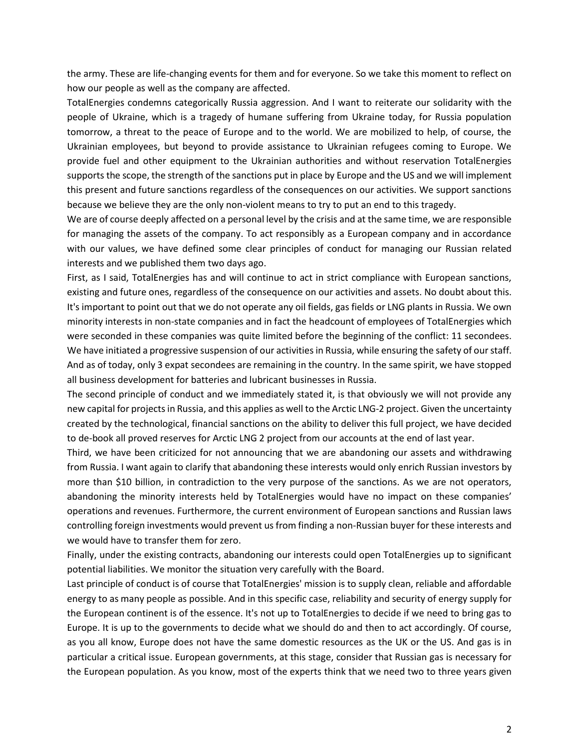the army. These are life-changing events for them and for everyone. So we take this moment to reflect on how our people as well as the company are affected.

TotalEnergies condemns categorically Russia aggression. And I want to reiterate our solidarity with the people of Ukraine, which is a tragedy of humane suffering from Ukraine today, for Russia population tomorrow, a threat to the peace of Europe and to the world. We are mobilized to help, of course, the Ukrainian employees, but beyond to provide assistance to Ukrainian refugees coming to Europe. We provide fuel and other equipment to the Ukrainian authorities and without reservation TotalEnergies supports the scope, the strength of the sanctions put in place by Europe and the US and we will implement this present and future sanctions regardless of the consequences on our activities. We support sanctions because we believe they are the only non-violent means to try to put an end to this tragedy.

We are of course deeply affected on a personal level by the crisis and at the same time, we are responsible for managing the assets of the company. To act responsibly as a European company and in accordance with our values, we have defined some clear principles of conduct for managing our Russian related interests and we published them two days ago.

First, as I said, TotalEnergies has and will continue to act in strict compliance with European sanctions, existing and future ones, regardless of the consequence on our activities and assets. No doubt about this. It's important to point out that we do not operate any oil fields, gas fields or LNG plants in Russia. We own minority interests in non-state companies and in fact the headcount of employees of TotalEnergies which were seconded in these companies was quite limited before the beginning of the conflict: 11 secondees. We have initiated a progressive suspension of our activities in Russia, while ensuring the safety of our staff. And as of today, only 3 expat secondees are remaining in the country. In the same spirit, we have stopped all business development for batteries and lubricant businesses in Russia.

The second principle of conduct and we immediately stated it, is that obviously we will not provide any new capital for projects in Russia, and this applies as well to the Arctic LNG-2 project. Given the uncertainty created by the technological, financial sanctions on the ability to deliver this full project, we have decided to de-book all proved reserves for Arctic LNG 2 project from our accounts at the end of last year.

Third, we have been criticized for not announcing that we are abandoning our assets and withdrawing from Russia. I want again to clarify that abandoning these interests would only enrich Russian investors by more than $10 billion, in contradiction to the very purpose of the sanctions. As we are not operators, abandoning the minority interests held by TotalEnergies would have no impact on these companies' operations and revenues. Furthermore, the current environment of European sanctions and Russian laws controlling foreign investments would prevent us from finding a non-Russian buyer for these interests and we would have to transfer them for zero.

Finally, under the existing contracts, abandoning our interests could open TotalEnergies up to significant potential liabilities. We monitor the situation very carefully with the Board.

Last principle of conduct is of course that TotalEnergies' mission is to supply clean, reliable and affordable energy to as many people as possible. And in this specific case, reliability and security of energy supply for the European continent is of the essence. It's not up to TotalEnergies to decide if we need to bring gas to Europe. It is up to the governments to decide what we should do and then to act accordingly. Of course, as you all know, Europe does not have the same domestic resources as the UK or the US. And gas is in particular a critical issue. European governments, at this stage, consider that Russian gas is necessary for the European population. As you know, most of the experts think that we need two to three years given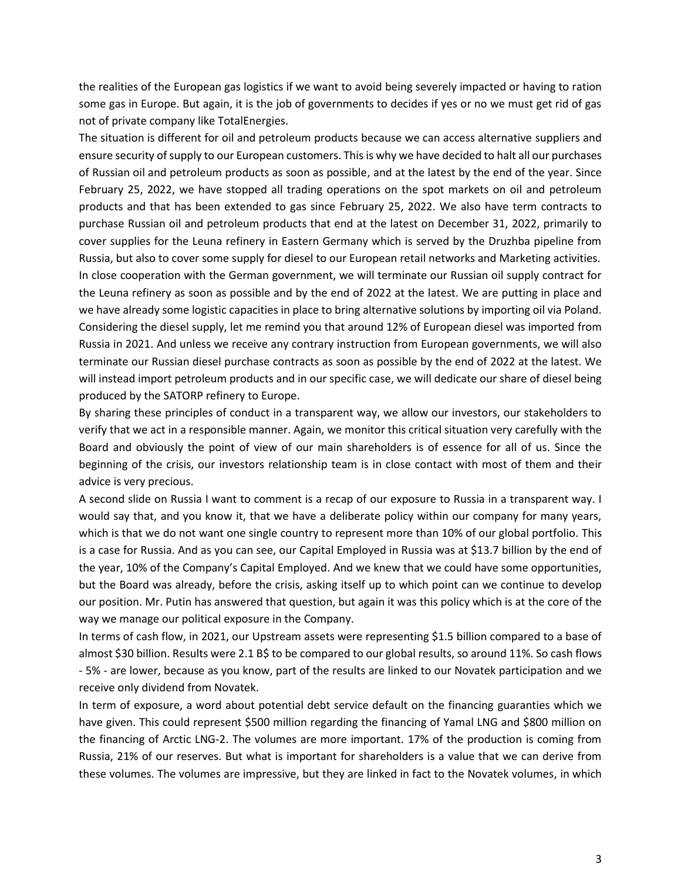the realities of the European gas logistics if we want to avoid being severely impacted or having to ration some gas in Europe. But again, it is the job of governments to decides if yes or no we must get rid of gas not of private company like TotalEnergies.

The situation is different for oil and petroleum products because we can access alternative suppliers and ensure security of supply to our European customers. This is why we have decided to halt all our purchases of Russian oil and petroleum products as soon as possible, and at the latest by the end of the year. Since February 25, 2022, we have stopped all trading operations on the spot markets on oil and petroleum products and that has been extended to gas since February 25, 2022. We also have term contracts to purchase Russian oil and petroleum products that end at the latest on December 31, 2022, primarily to cover supplies for the Leuna refinery in Eastern Germany which is served by the Druzhba pipeline from Russia, but also to cover some supply for diesel to our European retail networks and Marketing activities. In close cooperation with the German government, we will terminate our Russian oil supply contract for the Leuna refinery as soon as possible and by the end of 2022 at the latest. We are putting in place and we have already some logistic capacities in place to bring alternative solutions by importing oil via Poland. Considering the diesel supply, let me remind you that around 12% of European diesel was imported from Russia in 2021. And unless we receive any contrary instruction from European governments, we will also terminate our Russian diesel purchase contracts as soon as possible by the end of 2022 at the latest. We will instead import petroleum products and in our specific case, we will dedicate our share of diesel being produced by the SATORP refinery to Europe.

By sharing these principles of conduct in a transparent way, we allow our investors, our stakeholders to verify that we act in a responsible manner. Again, we monitor this critical situation very carefully with the Board and obviously the point of view of our main shareholders is of essence for all of us. Since the beginning of the crisis, our investors relationship team is in close contact with most of them and their advice is very precious.

A second slide on Russia I want to comment is a recap of our exposure to Russia in a transparent way. I would say that, and you know it, that we have a deliberate policy within our company for many years, which is that we do not want one single country to represent more than 10% of our global portfolio. This is a case for Russia. And as you can see, our Capital Employed in Russia was at $13.7 billion by the end of the year, 10% of the Company's Capital Employed. And we knew that we could have some opportunities, but the Board was already, before the crisis, asking itself up to which point can we continue to develop our position. Mr. Putin has answered that question, but again it was this policy which is at the core of the way we manage our political exposure in the Company.

In terms of cash flow, in 2021, our Upstream assets were representing $1.5 billion compared to a base of almost $30 billion. Results were 2.1 B$ to be compared to our global results, so around 11%. So cash flows - 5% - are lower, because as you know, part of the results are linked to our Novatek participation and we receive only dividend from Novatek.

In term of exposure, a word about potential debt service default on the financing guaranties which we have given. This could represent $500 million regarding the financing of Yamal LNG and $800 million on the financing of Arctic LNG-2. The volumes are more important. 17% of the production is coming from Russia, 21% of our reserves. But what is important for shareholders is a value that we can derive from these volumes. The volumes are impressive, but they are linked in fact to the Novatek volumes, in which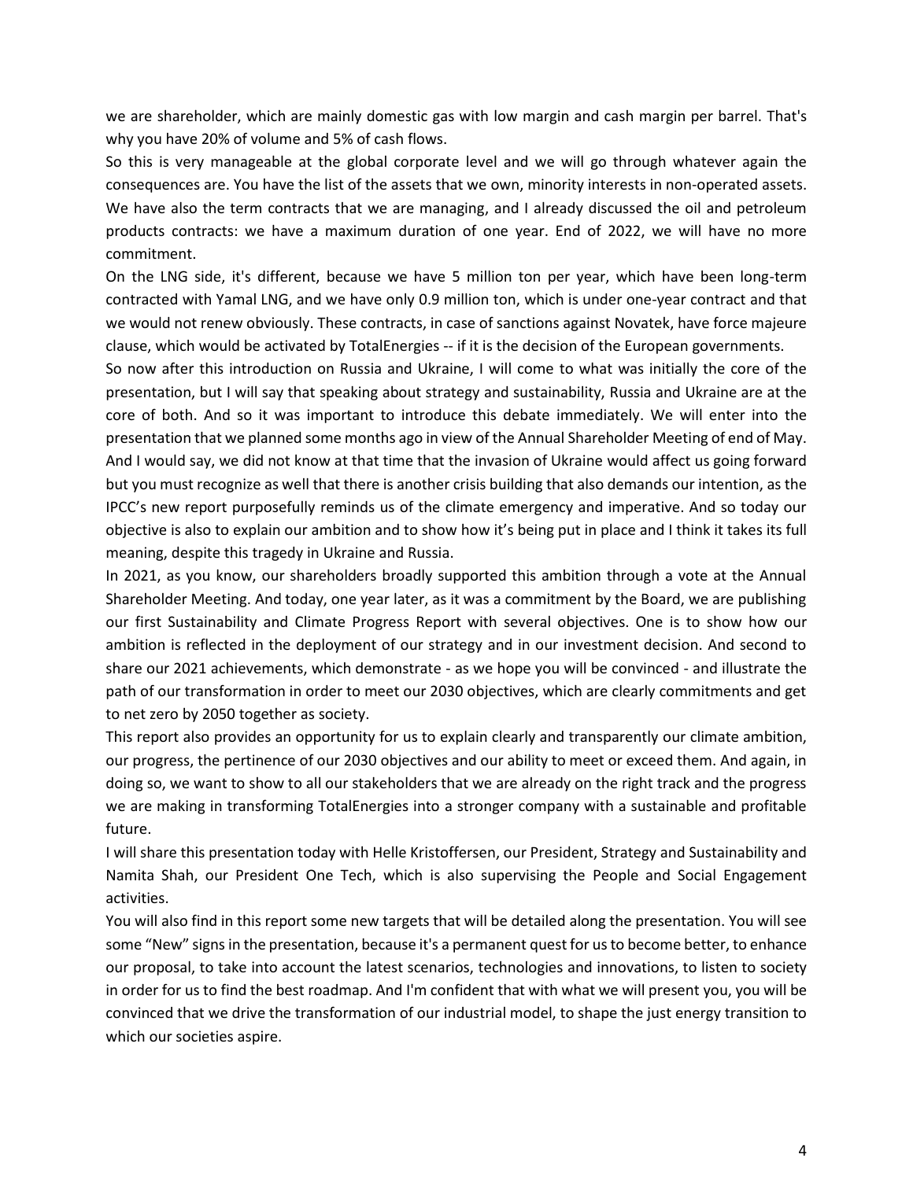we are shareholder, which are mainly domestic gas with low margin and cash margin per barrel. That's why you have 20% of volume and 5% of cash flows.

So this is very manageable at the global corporate level and we will go through whatever again the consequences are. You have the list of the assets that we own, minority interests in non-operated assets. We have also the term contracts that we are managing, and I already discussed the oil and petroleum products contracts: we have a maximum duration of one year. End of 2022, we will have no more commitment.

On the LNG side, it's different, because we have 5 million ton per year, which have been long-term contracted with Yamal LNG, and we have only 0.9 million ton, which is under one-year contract and that we would not renew obviously. These contracts, in case of sanctions against Novatek, have force majeure clause, which would be activated by TotalEnergies -- if it is the decision of the European governments.

So now after this introduction on Russia and Ukraine, I will come to what was initially the core of the presentation, but I will say that speaking about strategy and sustainability, Russia and Ukraine are at the core of both. And so it was important to introduce this debate immediately. We will enter into the presentation that we planned some months ago in view of the Annual Shareholder Meeting of end of May. And I would say, we did not know at that time that the invasion of Ukraine would affect us going forward but you must recognize as well that there is another crisis building that also demands our intention, as the IPCC's new report purposefully reminds us of the climate emergency and imperative. And so today our objective is also to explain our ambition and to show how it's being put in place and I think it takes its full meaning, despite this tragedy in Ukraine and Russia.

In 2021, as you know, our shareholders broadly supported this ambition through a vote at the Annual Shareholder Meeting. And today, one year later, as it was a commitment by the Board, we are publishing our first Sustainability and Climate Progress Report with several objectives. One is to show how our ambition is reflected in the deployment of our strategy and in our investment decision. And second to share our 2021 achievements, which demonstrate - as we hope you will be convinced - and illustrate the path of our transformation in order to meet our 2030 objectives, which are clearly commitments and get to net zero by 2050 together as society.

This report also provides an opportunity for us to explain clearly and transparently our climate ambition, our progress, the pertinence of our 2030 objectives and our ability to meet or exceed them. And again, in doing so, we want to show to all our stakeholders that we are already on the right track and the progress we are making in transforming TotalEnergies into a stronger company with a sustainable and profitable future.

I will share this presentation today with Helle Kristoffersen, our President, Strategy and Sustainability and Namita Shah, our President One Tech, which is also supervising the People and Social Engagement activities.

You will also find in this report some new targets that will be detailed along the presentation. You will see some "New" signs in the presentation, because it's a permanent quest for us to become better, to enhance our proposal, to take into account the latest scenarios, technologies and innovations, to listen to society in order for us to find the best roadmap. And I'm confident that with what we will present you, you will be convinced that we drive the transformation of our industrial model, to shape the just energy transition to which our societies aspire.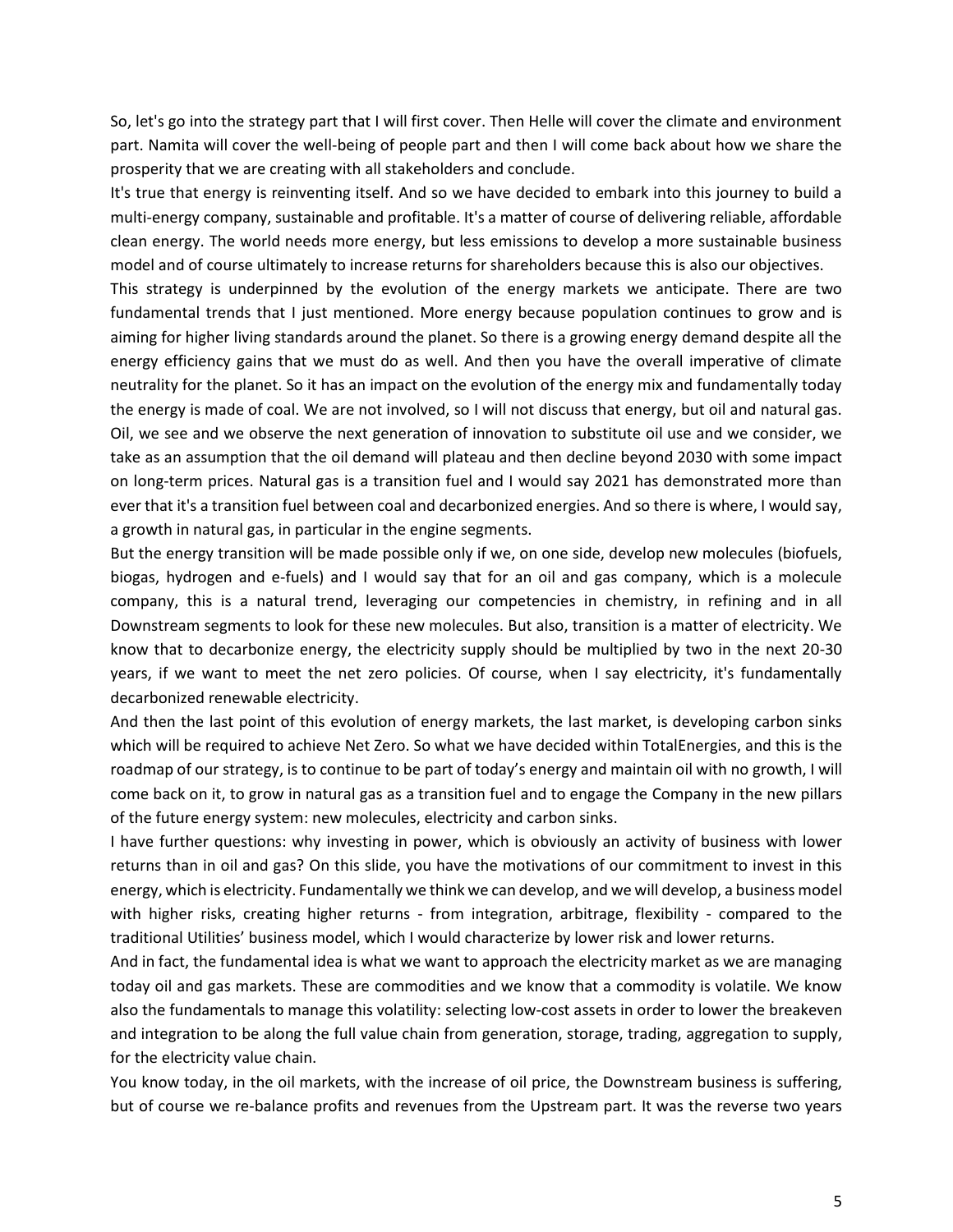So, let's go into the strategy part that I will first cover. Then Helle will cover the climate and environment part. Namita will cover the well-being of people part and then I will come back about how we share the prosperity that we are creating with all stakeholders and conclude.

It's true that energy is reinventing itself. And so we have decided to embark into this journey to build a multi-energy company, sustainable and profitable. It's a matter of course of delivering reliable, affordable clean energy. The world needs more energy, but less emissions to develop a more sustainable business model and of course ultimately to increase returns for shareholders because this is also our objectives.

This strategy is underpinned by the evolution of the energy markets we anticipate. There are two fundamental trends that I just mentioned. More energy because population continues to grow and is aiming for higher living standards around the planet. So there is a growing energy demand despite all the energy efficiency gains that we must do as well. And then you have the overall imperative of climate neutrality for the planet. So it has an impact on the evolution of the energy mix and fundamentally today the energy is made of coal. We are not involved, so I will not discuss that energy, but oil and natural gas. Oil, we see and we observe the next generation of innovation to substitute oil use and we consider, we take as an assumption that the oil demand will plateau and then decline beyond 2030 with some impact on long-term prices. Natural gas is a transition fuel and I would say 2021 has demonstrated more than ever that it's a transition fuel between coal and decarbonized energies. And so there is where, I would say, a growth in natural gas, in particular in the engine segments.

But the energy transition will be made possible only if we, on one side, develop new molecules (biofuels, biogas, hydrogen and e-fuels) and I would say that for an oil and gas company, which is a molecule company, this is a natural trend, leveraging our competencies in chemistry, in refining and in all Downstream segments to look for these new molecules. But also, transition is a matter of electricity. We know that to decarbonize energy, the electricity supply should be multiplied by two in the next 20-30 years, if we want to meet the net zero policies. Of course, when I say electricity, it's fundamentally decarbonized renewable electricity.

And then the last point of this evolution of energy markets, the last market, is developing carbon sinks which will be required to achieve Net Zero. So what we have decided within TotalEnergies, and this is the roadmap of our strategy, is to continue to be part of today's energy and maintain oil with no growth, I will come back on it, to grow in natural gas as a transition fuel and to engage the Company in the new pillars of the future energy system: new molecules, electricity and carbon sinks.

I have further questions: why investing in power, which is obviously an activity of business with lower returns than in oil and gas? On this slide, you have the motivations of our commitment to invest in this energy, which is electricity. Fundamentally we think we can develop, and we will develop, a business model with higher risks, creating higher returns - from integration, arbitrage, flexibility - compared to the traditional Utilities' business model, which I would characterize by lower risk and lower returns.

And in fact, the fundamental idea is what we want to approach the electricity market as we are managing today oil and gas markets. These are commodities and we know that a commodity is volatile. We know also the fundamentals to manage this volatility: selecting low-cost assets in order to lower the breakeven and integration to be along the full value chain from generation, storage, trading, aggregation to supply, for the electricity value chain.

You know today, in the oil markets, with the increase of oil price, the Downstream business is suffering, but of course we re-balance profits and revenues from the Upstream part. It was the reverse two years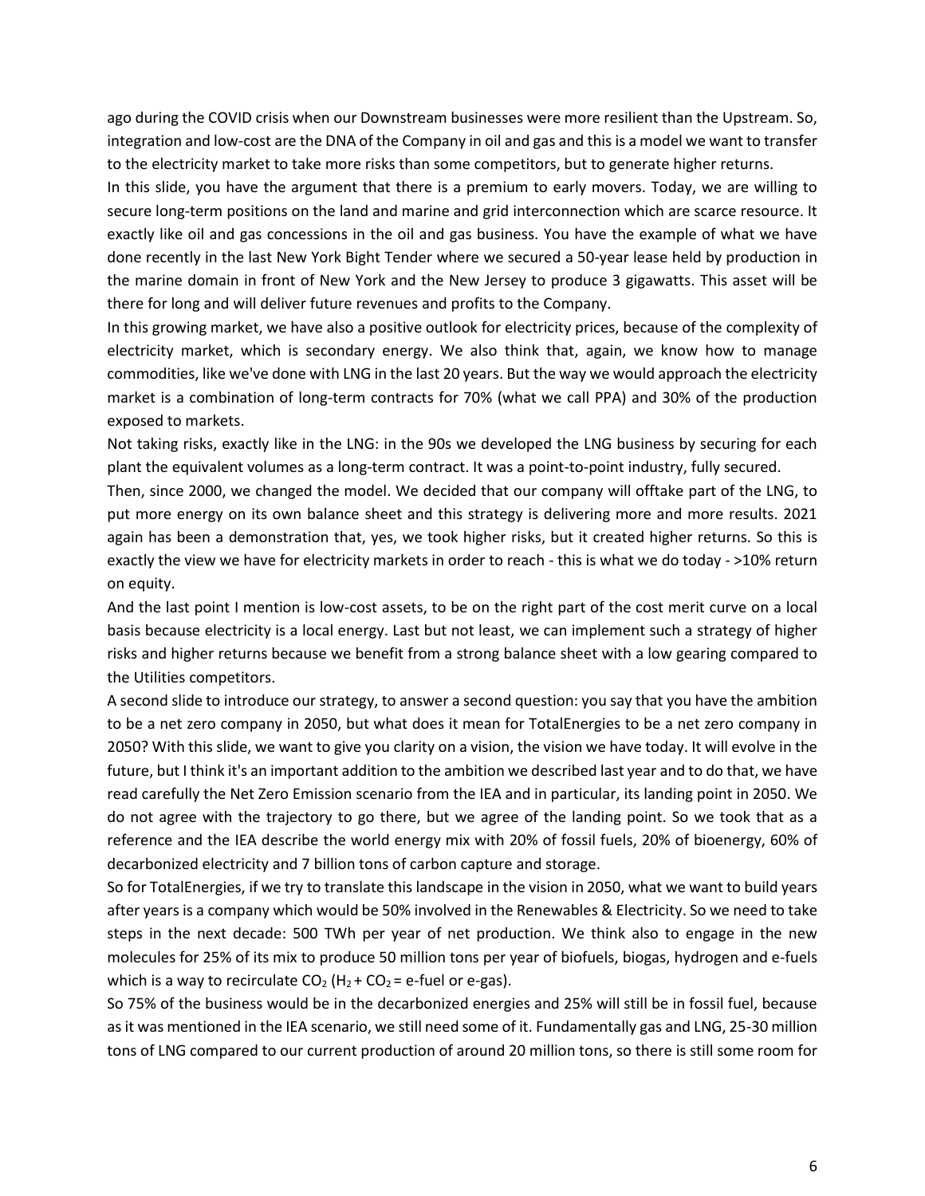ago during the COVID crisis when our Downstream businesses were more resilient than the Upstream. So, integration and low-cost are the DNA of the Company in oil and gas and this is a model we want to transfer to the electricity market to take more risks than some competitors, but to generate higher returns.

In this slide, you have the argument that there is a premium to early movers. Today, we are willing to secure long-term positions on the land and marine and grid interconnection which are scarce resource. It exactly like oil and gas concessions in the oil and gas business. You have the example of what we have done recently in the last New York Bight Tender where we secured a 50-year lease held by production in the marine domain in front of New York and the New Jersey to produce 3 gigawatts. This asset will be there for long and will deliver future revenues and profits to the Company.

In this growing market, we have also a positive outlook for electricity prices, because of the complexity of electricity market, which is secondary energy. We also think that, again, we know how to manage commodities, like we've done with LNG in the last 20 years. But the way we would approach the electricity market is a combination of long-term contracts for 70% (what we call PPA) and 30% of the production exposed to markets.

Not taking risks, exactly like in the LNG: in the 90s we developed the LNG business by securing for each plant the equivalent volumes as a long-term contract. It was a point-to-point industry, fully secured.

Then, since 2000, we changed the model. We decided that our company will offtake part of the LNG, to put more energy on its own balance sheet and this strategy is delivering more and more results. 2021 again has been a demonstration that, yes, we took higher risks, but it created higher returns. So this is exactly the view we have for electricity markets in order to reach - this is what we do today - >10% return on equity.

And the last point I mention is low-cost assets, to be on the right part of the cost merit curve on a local basis because electricity is a local energy. Last but not least, we can implement such a strategy of higher risks and higher returns because we benefit from a strong balance sheet with a low gearing compared to the Utilities competitors.

A second slide to introduce our strategy, to answer a second question: you say that you have the ambition to be a net zero company in 2050, but what does it mean for TotalEnergies to be a net zero company in 2050? With this slide, we want to give you clarity on a vision, the vision we have today. It will evolve in the future, but I think it's an important addition to the ambition we described last year and to do that, we have read carefully the Net Zero Emission scenario from the IEA and in particular, its landing point in 2050. We do not agree with the trajectory to go there, but we agree of the landing point. So we took that as a reference and the IEA describe the world energy mix with 20% of fossil fuels, 20% of bioenergy, 60% of decarbonized electricity and 7 billion tons of carbon capture and storage.

So for TotalEnergies, if we try to translate this landscape in the vision in 2050, what we want to build years after years is a company which would be 50% involved in the Renewables & Electricity. So we need to take steps in the next decade: 500 TWh per year of net production. We think also to engage in the new molecules for 25% of its mix to produce 50 million tons per year of biofuels, biogas, hydrogen and e-fuels which is a way to recirculate $CO_2$ ($H_2 + CO_2$ = e-fuel or e-gas).

So 75% of the business would be in the decarbonized energies and 25% will still be in fossil fuel, because as it was mentioned in the IEA scenario, we still need some of it. Fundamentally gas and LNG, 25-30 million tons of LNG compared to our current production of around 20 million tons, so there is still some room for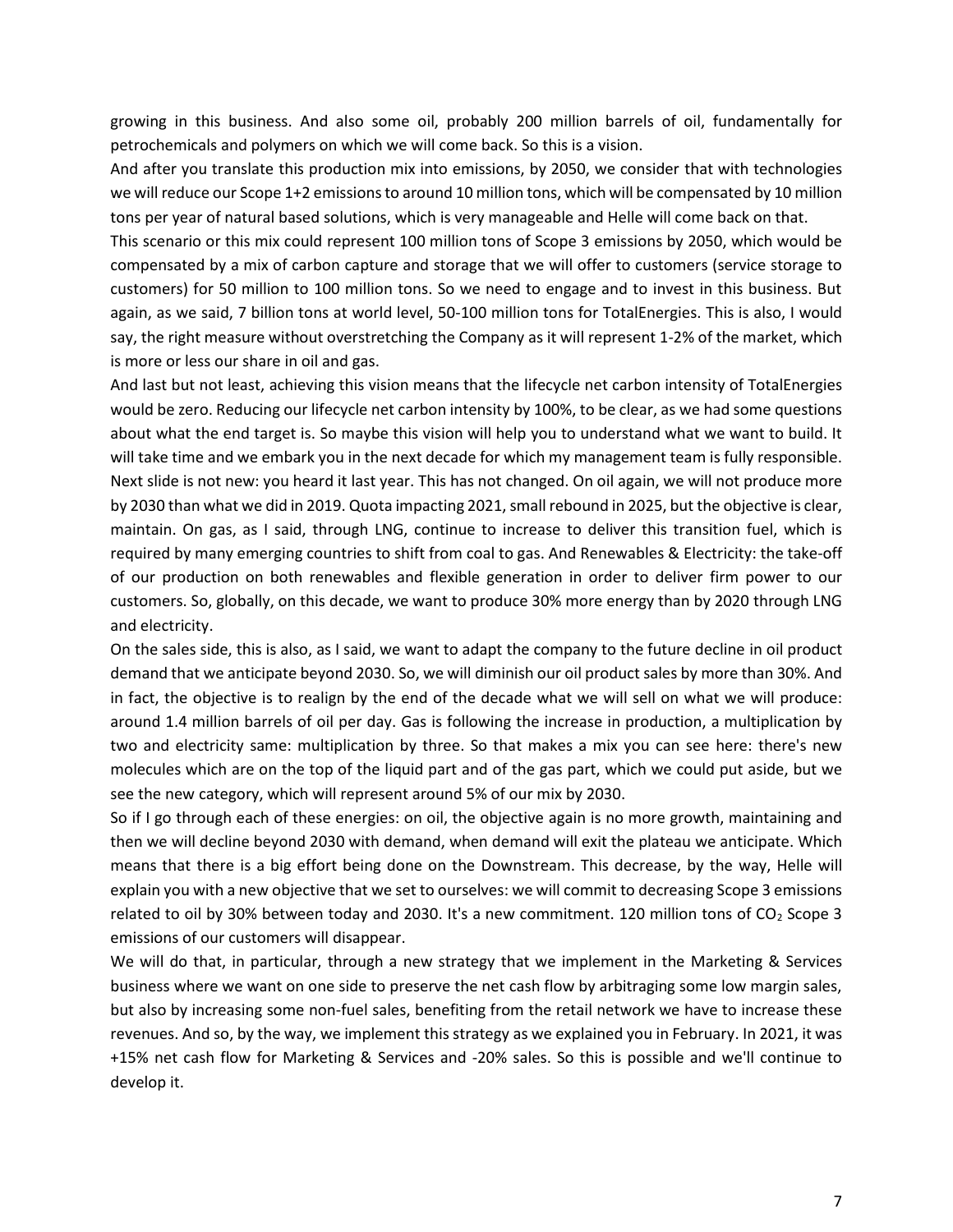growing in this business. And also some oil, probably 200 million barrels of oil, fundamentally for petrochemicals and polymers on which we will come back. So this is a vision.

And after you translate this production mix into emissions, by 2050, we consider that with technologies we will reduce our Scope 1+2 emissions to around 10 million tons, which will be compensated by 10 million tons per year of natural based solutions, which is very manageable and Helle will come back on that.

This scenario or this mix could represent 100 million tons of Scope 3 emissions by 2050, which would be compensated by a mix of carbon capture and storage that we will offer to customers (service storage to customers) for 50 million to 100 million tons. So we need to engage and to invest in this business. But again, as we said, 7 billion tons at world level, 50-100 million tons for TotalEnergies. This is also, I would say, the right measure without overstretching the Company as it will represent 1-2% of the market, which is more or less our share in oil and gas.

And last but not least, achieving this vision means that the lifecycle net carbon intensity of TotalEnergies would be zero. Reducing our lifecycle net carbon intensity by 100%, to be clear, as we had some questions about what the end target is. So maybe this vision will help you to understand what we want to build. It will take time and we embark you in the next decade for which my management team is fully responsible.

Next slide is not new: you heard it last year. This has not changed. On oil again, we will not produce more by 2030 than what we did in 2019. Quota impacting 2021, small rebound in 2025, but the objective is clear, maintain. On gas, as I said, through LNG, continue to increase to deliver this transition fuel, which is required by many emerging countries to shift from coal to gas. And Renewables & Electricity: the take-off of our production on both renewables and flexible generation in order to deliver firm power to our customers. So, globally, on this decade, we want to produce 30% more energy than by 2020 through LNG and electricity.

On the sales side, this is also, as I said, we want to adapt the company to the future decline in oil product demand that we anticipate beyond 2030. So, we will diminish our oil product sales by more than 30%. And in fact, the objective is to realign by the end of the decade what we will sell on what we will produce: around 1.4 million barrels of oil per day. Gas is following the increase in production, a multiplication by two and electricity same: multiplication by three. So that makes a mix you can see here: there's new molecules which are on the top of the liquid part and of the gas part, which we could put aside, but we see the new category, which will represent around 5% of our mix by 2030.

So if I go through each of these energies: on oil, the objective again is no more growth, maintaining and then we will decline beyond 2030 with demand, when demand will exit the plateau we anticipate. Which means that there is a big effort being done on the Downstream. This decrease, by the way, Helle will explain you with a new objective that we set to ourselves: we will commit to decreasing Scope 3 emissions related to oil by 30% between today and 2030. It's a new commitment. 120 million tons of $CO_2$ Scope 3 emissions of our customers will disappear.

We will do that, in particular, through a new strategy that we implement in the Marketing & Services business where we want on one side to preserve the net cash flow by arbitraging some low margin sales, but also by increasing some non-fuel sales, benefiting from the retail network we have to increase these revenues. And so, by the way, we implement this strategy as we explained you in February. In 2021, it was +15% net cash flow for Marketing & Services and -20% sales. So this is possible and we'll continue to develop it.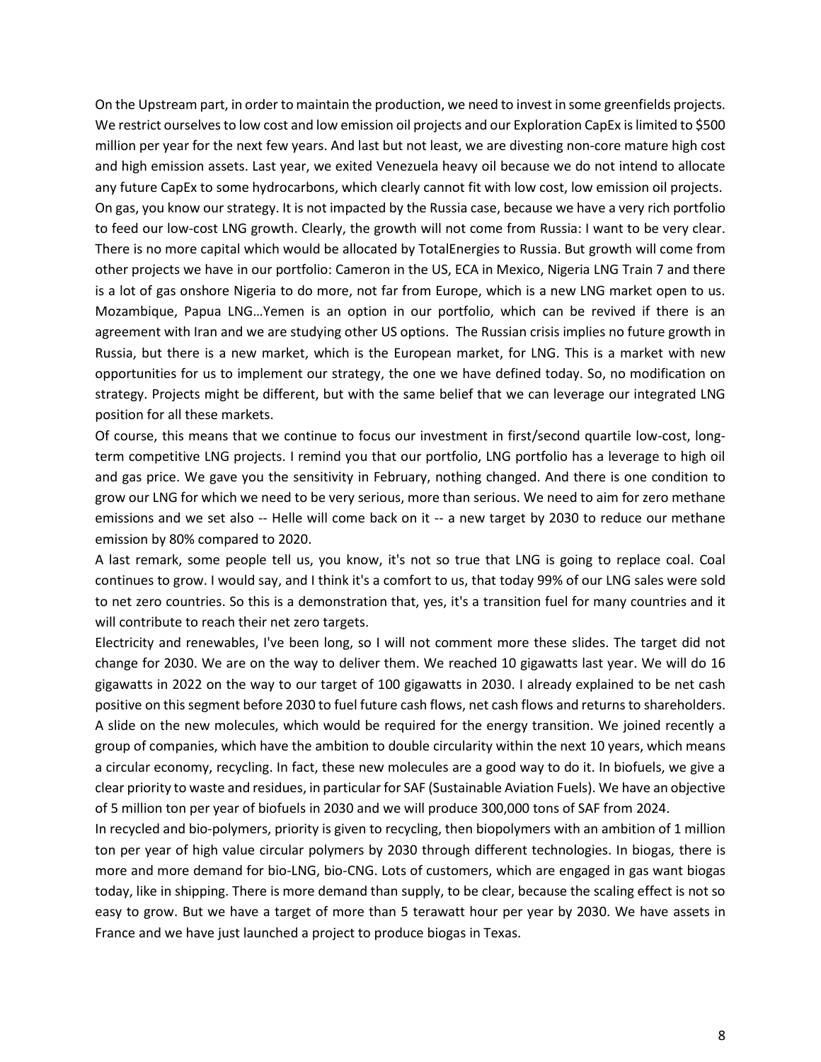On the Upstream part, in order to maintain the production, we need to invest in some greenfields projects. We restrict ourselves to low cost and low emission oil projects and our Exploration CapEx is limited to $500 million per year for the next few years. And last but not least, we are divesting non-core mature high cost and high emission assets. Last year, we exited Venezuela heavy oil because we do not intend to allocate any future CapEx to some hydrocarbons, which clearly cannot fit with low cost, low emission oil projects.
On gas, you know our strategy. It is not impacted by the Russia case, because we have a very rich portfolio to feed our low-cost LNG growth. Clearly, the growth will not come from Russia: I want to be very clear. There is no more capital which would be allocated by TotalEnergies to Russia. But growth will come from other projects we have in our portfolio: Cameron in the US, ECA in Mexico, Nigeria LNG Train 7 and there is a lot of gas onshore Nigeria to do more, not far from Europe, which is a new LNG market open to us. Mozambique, Papua LNG…Yemen is an option in our portfolio, which can be revived if there is an agreement with Iran and we are studying other US options. The Russian crisis implies no future growth in Russia, but there is a new market, which is the European market, for LNG. This is a market with new opportunities for us to implement our strategy, the one we have defined today. So, no modification on strategy. Projects might be different, but with the same belief that we can leverage our integrated LNG position for all these markets.
Of course, this means that we continue to focus our investment in first/second quartile low-cost, long-term competitive LNG projects. I remind you that our portfolio, LNG portfolio has a leverage to high oil and gas price. We gave you the sensitivity in February, nothing changed. And there is one condition to grow our LNG for which we need to be very serious, more than serious. We need to aim for zero methane emissions and we set also -- Helle will come back on it -- a new target by 2030 to reduce our methane emission by 80% compared to 2020.
A last remark, some people tell us, you know, it's not so true that LNG is going to replace coal. Coal continues to grow. I would say, and I think it's a comfort to us, that today 99% of our LNG sales were sold to net zero countries. So this is a demonstration that, yes, it's a transition fuel for many countries and it will contribute to reach their net zero targets.
Electricity and renewables, I've been long, so I will not comment more these slides. The target did not change for 2030. We are on the way to deliver them. We reached 10 gigawatts last year. We will do 16 gigawatts in 2022 on the way to our target of 100 gigawatts in 2030. I already explained to be net cash positive on this segment before 2030 to fuel future cash flows, net cash flows and returns to shareholders.
A slide on the new molecules, which would be required for the energy transition. We joined recently a group of companies, which have the ambition to double circularity within the next 10 years, which means a circular economy, recycling. In fact, these new molecules are a good way to do it. In biofuels, we give a clear priority to waste and residues, in particular for SAF (Sustainable Aviation Fuels). We have an objective of 5 million ton per year of biofuels in 2030 and we will produce 300,000 tons of SAF from 2024.
In recycled and bio-polymers, priority is given to recycling, then biopolymers with an ambition of 1 million ton per year of high value circular polymers by 2030 through different technologies. In biogas, there is more and more demand for bio-LNG, bio-CNG. Lots of customers, which are engaged in gas want biogas today, like in shipping. There is more demand than supply, to be clear, because the scaling effect is not so easy to grow. But we have a target of more than 5 terawatt hour per year by 2030. We have assets in France and we have just launched a project to produce biogas in Texas.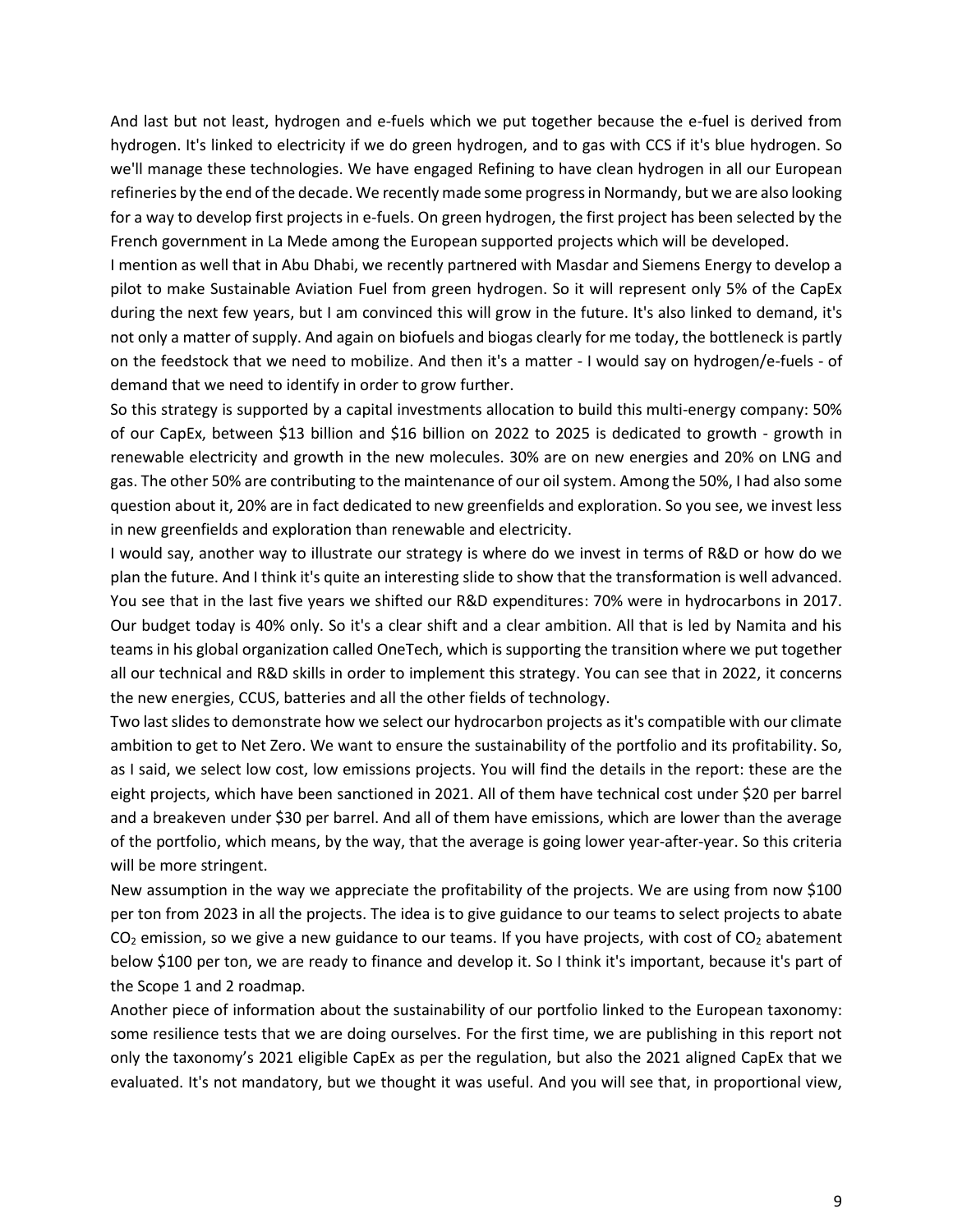And last but not least, hydrogen and e-fuels which we put together because the e-fuel is derived from hydrogen. It's linked to electricity if we do green hydrogen, and to gas with CCS if it's blue hydrogen. So we'll manage these technologies. We have engaged Refining to have clean hydrogen in all our European refineries by the end of the decade. We recently made some progress in Normandy, but we are also looking for a way to develop first projects in e-fuels. On green hydrogen, the first project has been selected by the French government in La Mede among the European supported projects which will be developed.

I mention as well that in Abu Dhabi, we recently partnered with Masdar and Siemens Energy to develop a pilot to make Sustainable Aviation Fuel from green hydrogen. So it will represent only 5% of the CapEx during the next few years, but I am convinced this will grow in the future. It's also linked to demand, it's not only a matter of supply. And again on biofuels and biogas clearly for me today, the bottleneck is partly on the feedstock that we need to mobilize. And then it's a matter - I would say on hydrogen/e-fuels - of demand that we need to identify in order to grow further.

So this strategy is supported by a capital investments allocation to build this multi-energy company: 50% of our CapEx, between $13 billion and $16 billion on 2022 to 2025 is dedicated to growth - growth in renewable electricity and growth in the new molecules. 30% are on new energies and 20% on LNG and gas. The other 50% are contributing to the maintenance of our oil system. Among the 50%, I had also some question about it, 20% are in fact dedicated to new greenfields and exploration. So you see, we invest less in new greenfields and exploration than renewable and electricity.

I would say, another way to illustrate our strategy is where do we invest in terms of R&D or how do we plan the future. And I think it's quite an interesting slide to show that the transformation is well advanced. You see that in the last five years we shifted our R&D expenditures: 70% were in hydrocarbons in 2017. Our budget today is 40% only. So it's a clear shift and a clear ambition. All that is led by Namita and his teams in his global organization called OneTech, which is supporting the transition where we put together all our technical and R&D skills in order to implement this strategy. You can see that in 2022, it concerns the new energies, CCUS, batteries and all the other fields of technology.

Two last slides to demonstrate how we select our hydrocarbon projects as it's compatible with our climate ambition to get to Net Zero. We want to ensure the sustainability of the portfolio and its profitability. So, as I said, we select low cost, low emissions projects. You will find the details in the report: these are the eight projects, which have been sanctioned in 2021. All of them have technical cost under $20 per barrel and a breakeven under $30 per barrel. And all of them have emissions, which are lower than the average of the portfolio, which means, by the way, that the average is going lower year-after-year. So this criteria will be more stringent.

New assumption in the way we appreciate the profitability of the projects. We are using from now $100 per ton from 2023 in all the projects. The idea is to give guidance to our teams to select projects to abate $CO_2$ emission, so we give a new guidance to our teams. If you have projects, with cost of $CO_2$ abatement below $100 per ton, we are ready to finance and develop it. So I think it's important, because it's part of the Scope 1 and 2 roadmap.

Another piece of information about the sustainability of our portfolio linked to the European taxonomy: some resilience tests that we are doing ourselves. For the first time, we are publishing in this report not only the taxonomy's 2021 eligible CapEx as per the regulation, but also the 2021 aligned CapEx that we evaluated. It's not mandatory, but we thought it was useful. And you will see that, in proportional view,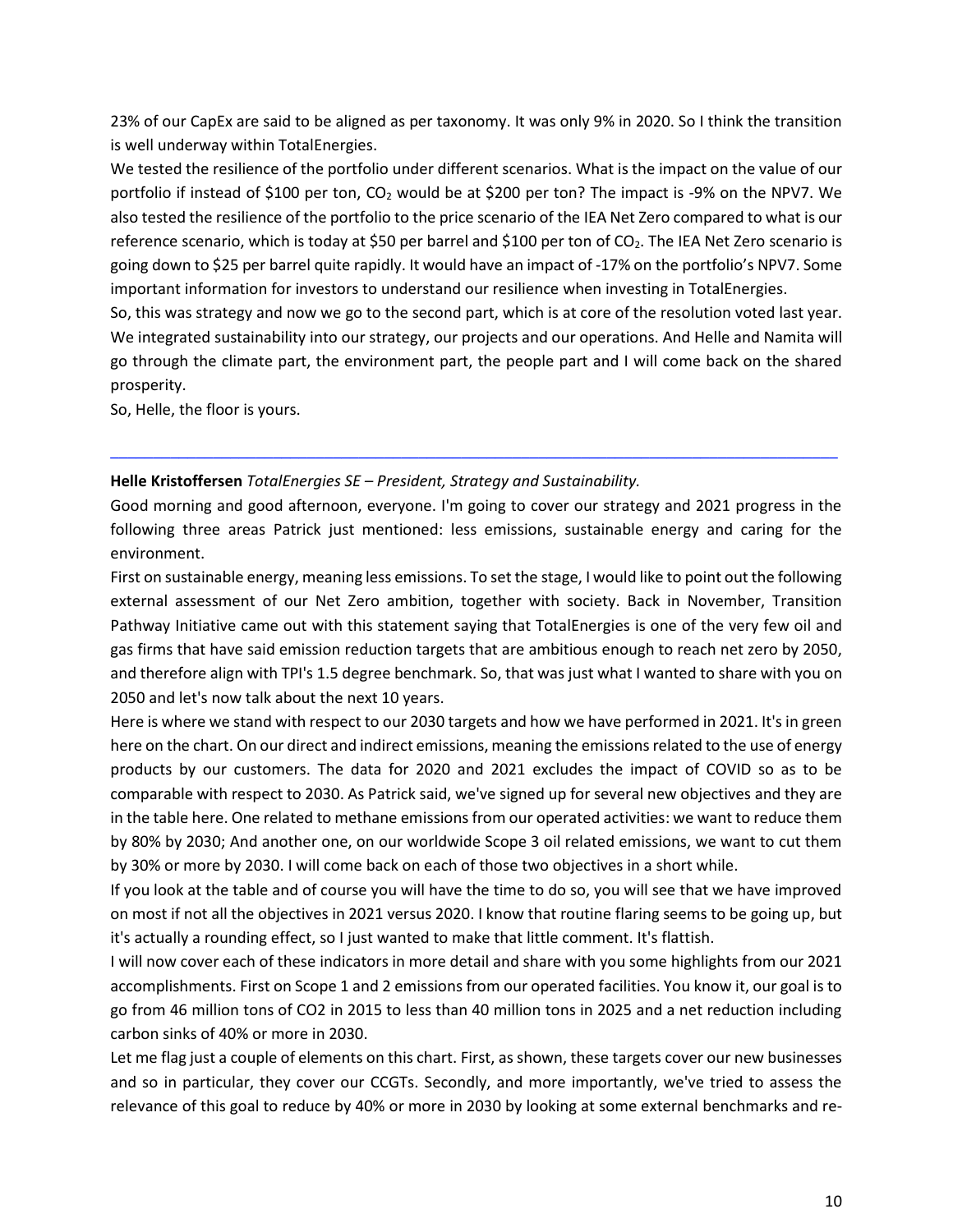23% of our CapEx are said to be aligned as per taxonomy. It was only 9% in 2020. So I think the transition is well underway within TotalEnergies.

We tested the resilience of the portfolio under different scenarios. What is the impact on the value of our portfolio if instead of \$100 per ton, $CO_2$ would be at \$200 per ton? The impact is -9% on the NPV7. We also tested the resilience of the portfolio to the price scenario of the IEA Net Zero compared to what is our reference scenario, which is today at \$50 per barrel and \$100 per ton of $CO_2$. The IEA Net Zero scenario is going down to \$25 per barrel quite rapidly. It would have an impact of -17% on the portfolio's NPV7. Some important information for investors to understand our resilience when investing in TotalEnergies.

So, this was strategy and now we go to the second part, which is at core of the resolution voted last year. We integrated sustainability into our strategy, our projects and our operations. And Helle and Namita will go through the climate part, the environment part, the people part and I will come back on the shared prosperity.

So, Helle, the floor is yours.

---

**Helle Kristoffersen** *TotalEnergies SE – President, Strategy and Sustainability.*

Good morning and good afternoon, everyone. I'm going to cover our strategy and 2021 progress in the following three areas Patrick just mentioned: less emissions, sustainable energy and caring for the environment.

First on sustainable energy, meaning less emissions. To set the stage, I would like to point out the following external assessment of our Net Zero ambition, together with society. Back in November, Transition Pathway Initiative came out with this statement saying that TotalEnergies is one of the very few oil and gas firms that have said emission reduction targets that are ambitious enough to reach net zero by 2050, and therefore align with TPI's 1.5 degree benchmark. So, that was just what I wanted to share with you on 2050 and let's now talk about the next 10 years.

Here is where we stand with respect to our 2030 targets and how we have performed in 2021. It's in green here on the chart. On our direct and indirect emissions, meaning the emissions related to the use of energy products by our customers. The data for 2020 and 2021 excludes the impact of COVID so as to be comparable with respect to 2030. As Patrick said, we've signed up for several new objectives and they are in the table here. One related to methane emissions from our operated activities: we want to reduce them by 80% by 2030; And another one, on our worldwide Scope 3 oil related emissions, we want to cut them by 30% or more by 2030. I will come back on each of those two objectives in a short while.

If you look at the table and of course you will have the time to do so, you will see that we have improved on most if not all the objectives in 2021 versus 2020. I know that routine flaring seems to be going up, but it's actually a rounding effect, so I just wanted to make that little comment. It's flattish.

I will now cover each of these indicators in more detail and share with you some highlights from our 2021 accomplishments. First on Scope 1 and 2 emissions from our operated facilities. You know it, our goal is to go from 46 million tons of CO2 in 2015 to less than 40 million tons in 2025 and a net reduction including carbon sinks of 40% or more in 2030.

Let me flag just a couple of elements on this chart. First, as shown, these targets cover our new businesses and so in particular, they cover our CCGTs. Secondly, and more importantly, we've tried to assess the relevance of this goal to reduce by 40% or more in 2030 by looking at some external benchmarks and re-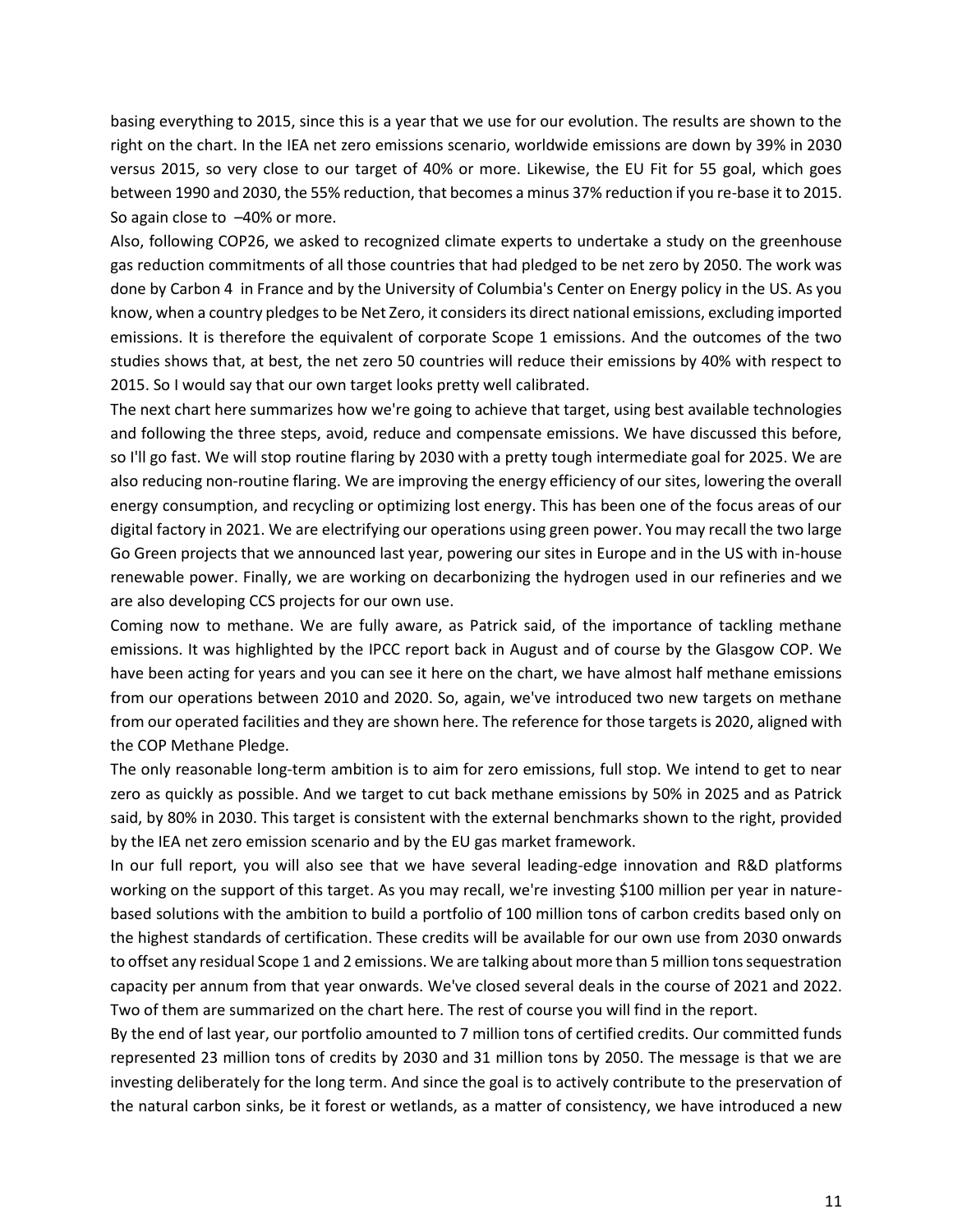basing everything to 2015, since this is a year that we use for our evolution. The results are shown to the right on the chart. In the IEA net zero emissions scenario, worldwide emissions are down by 39% in 2030 versus 2015, so very close to our target of 40% or more. Likewise, the EU Fit for 55 goal, which goes between 1990 and 2030, the 55% reduction, that becomes a minus 37% reduction if you re-base it to 2015. So again close to –40% or more.

Also, following COP26, we asked to recognized climate experts to undertake a study on the greenhouse gas reduction commitments of all those countries that had pledged to be net zero by 2050. The work was done by Carbon 4 in France and by the University of Columbia's Center on Energy policy in the US. As you know, when a country pledges to be Net Zero, it considers its direct national emissions, excluding imported emissions. It is therefore the equivalent of corporate Scope 1 emissions. And the outcomes of the two studies shows that, at best, the net zero 50 countries will reduce their emissions by 40% with respect to 2015. So I would say that our own target looks pretty well calibrated.

The next chart here summarizes how we're going to achieve that target, using best available technologies and following the three steps, avoid, reduce and compensate emissions. We have discussed this before, so I'll go fast. We will stop routine flaring by 2030 with a pretty tough intermediate goal for 2025. We are also reducing non-routine flaring. We are improving the energy efficiency of our sites, lowering the overall energy consumption, and recycling or optimizing lost energy. This has been one of the focus areas of our digital factory in 2021. We are electrifying our operations using green power. You may recall the two large Go Green projects that we announced last year, powering our sites in Europe and in the US with in-house renewable power. Finally, we are working on decarbonizing the hydrogen used in our refineries and we are also developing CCS projects for our own use.

Coming now to methane. We are fully aware, as Patrick said, of the importance of tackling methane emissions. It was highlighted by the IPCC report back in August and of course by the Glasgow COP. We have been acting for years and you can see it here on the chart, we have almost half methane emissions from our operations between 2010 and 2020. So, again, we've introduced two new targets on methane from our operated facilities and they are shown here. The reference for those targets is 2020, aligned with the COP Methane Pledge.

The only reasonable long-term ambition is to aim for zero emissions, full stop. We intend to get to near zero as quickly as possible. And we target to cut back methane emissions by 50% in 2025 and as Patrick said, by 80% in 2030. This target is consistent with the external benchmarks shown to the right, provided by the IEA net zero emission scenario and by the EU gas market framework.

In our full report, you will also see that we have several leading-edge innovation and R&D platforms working on the support of this target. As you may recall, we're investing $100 million per year in nature-based solutions with the ambition to build a portfolio of 100 million tons of carbon credits based only on the highest standards of certification. These credits will be available for our own use from 2030 onwards to offset any residual Scope 1 and 2 emissions. We are talking about more than 5 million tons sequestration capacity per annum from that year onwards. We've closed several deals in the course of 2021 and 2022. Two of them are summarized on the chart here. The rest of course you will find in the report.

By the end of last year, our portfolio amounted to 7 million tons of certified credits. Our committed funds represented 23 million tons of credits by 2030 and 31 million tons by 2050. The message is that we are investing deliberately for the long term. And since the goal is to actively contribute to the preservation of the natural carbon sinks, be it forest or wetlands, as a matter of consistency, we have introduced a new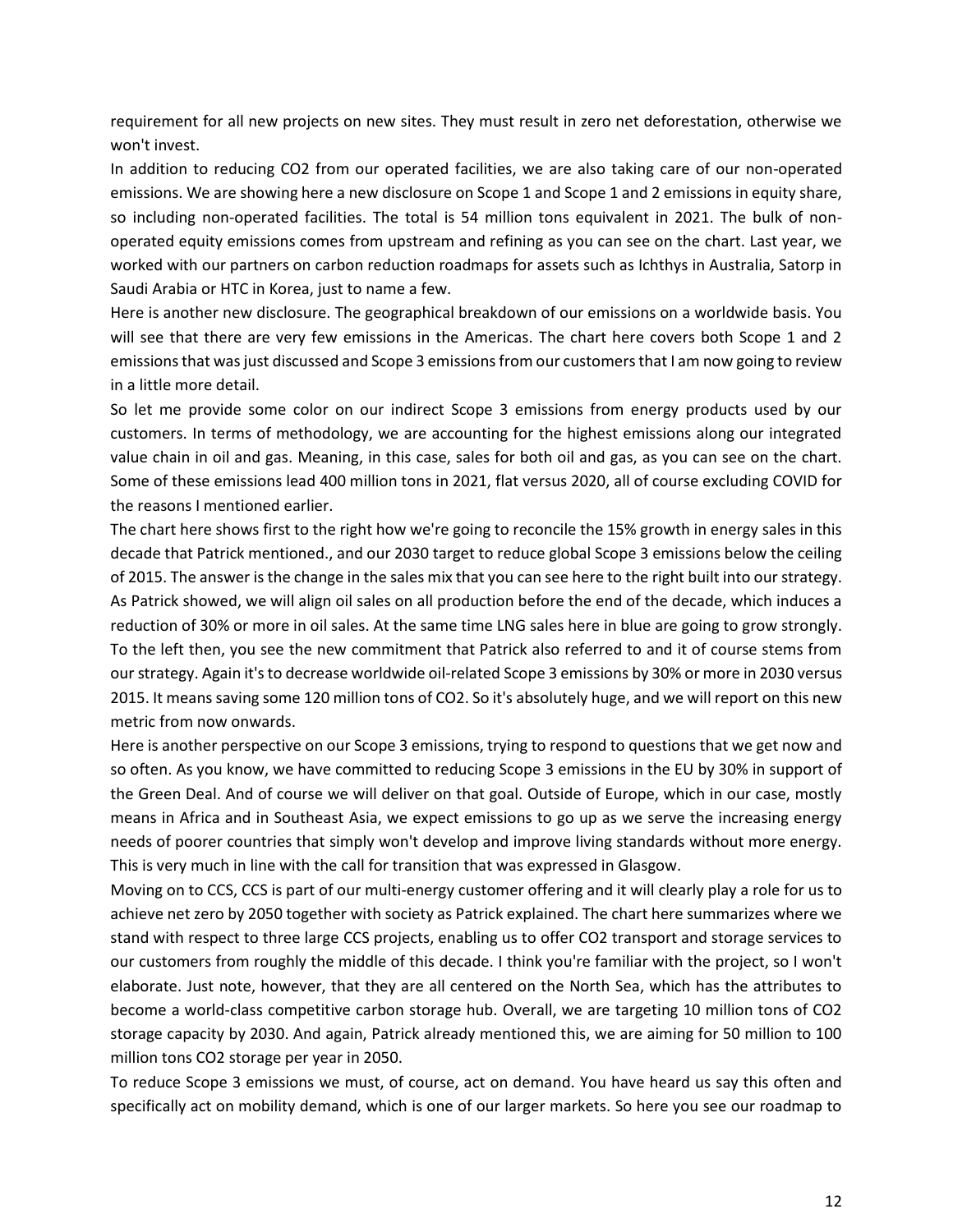requirement for all new projects on new sites. They must result in zero net deforestation, otherwise we won't invest.

In addition to reducing $CO_2$ from our operated facilities, we are also taking care of our non-operated emissions. We are showing here a new disclosure on Scope 1 and Scope 1 and 2 emissions in equity share, so including non-operated facilities. The total is 54 million tons equivalent in 2021. The bulk of non-operated equity emissions comes from upstream and refining as you can see on the chart. Last year, we worked with our partners on carbon reduction roadmaps for assets such as Ichthys in Australia, Satorp in Saudi Arabia or HTC in Korea, just to name a few.

Here is another new disclosure. The geographical breakdown of our emissions on a worldwide basis. You will see that there are very few emissions in the Americas. The chart here covers both Scope 1 and 2 emissions that was just discussed and Scope 3 emissions from our customers that I am now going to review in a little more detail.

So let me provide some color on our indirect Scope 3 emissions from energy products used by our customers. In terms of methodology, we are accounting for the highest emissions along our integrated value chain in oil and gas. Meaning, in this case, sales for both oil and gas, as you can see on the chart. Some of these emissions lead 400 million tons in 2021, flat versus 2020, all of course excluding COVID for the reasons I mentioned earlier.

The chart here shows first to the right how we're going to reconcile the 15% growth in energy sales in this decade that Patrick mentioned., and our 2030 target to reduce global Scope 3 emissions below the ceiling of 2015. The answer is the change in the sales mix that you can see here to the right built into our strategy. As Patrick showed, we will align oil sales on all production before the end of the decade, which induces a reduction of 30% or more in oil sales. At the same time LNG sales here in blue are going to grow strongly. To the left then, you see the new commitment that Patrick also referred to and it of course stems from our strategy. Again it's to decrease worldwide oil-related Scope 3 emissions by 30% or more in 2030 versus 2015. It means saving some 120 million tons of $CO_2$. So it's absolutely huge, and we will report on this new metric from now onwards.

Here is another perspective on our Scope 3 emissions, trying to respond to questions that we get now and so often. As you know, we have committed to reducing Scope 3 emissions in the EU by 30% in support of the Green Deal. And of course we will deliver on that goal. Outside of Europe, which in our case, mostly means in Africa and in Southeast Asia, we expect emissions to go up as we serve the increasing energy needs of poorer countries that simply won't develop and improve living standards without more energy. This is very much in line with the call for transition that was expressed in Glasgow.

Moving on to CCS, CCS is part of our multi-energy customer offering and it will clearly play a role for us to achieve net zero by 2050 together with society as Patrick explained. The chart here summarizes where we stand with respect to three large CCS projects, enabling us to offer $CO_2$ transport and storage services to our customers from roughly the middle of this decade. I think you're familiar with the project, so I won't elaborate. Just note, however, that they are all centered on the North Sea, which has the attributes to become a world-class competitive carbon storage hub. Overall, we are targeting 10 million tons of $CO_2$ storage capacity by 2030. And again, Patrick already mentioned this, we are aiming for 50 million to 100 million tons $CO_2$ storage per year in 2050.

To reduce Scope 3 emissions we must, of course, act on demand. You have heard us say this often and specifically act on mobility demand, which is one of our larger markets. So here you see our roadmap to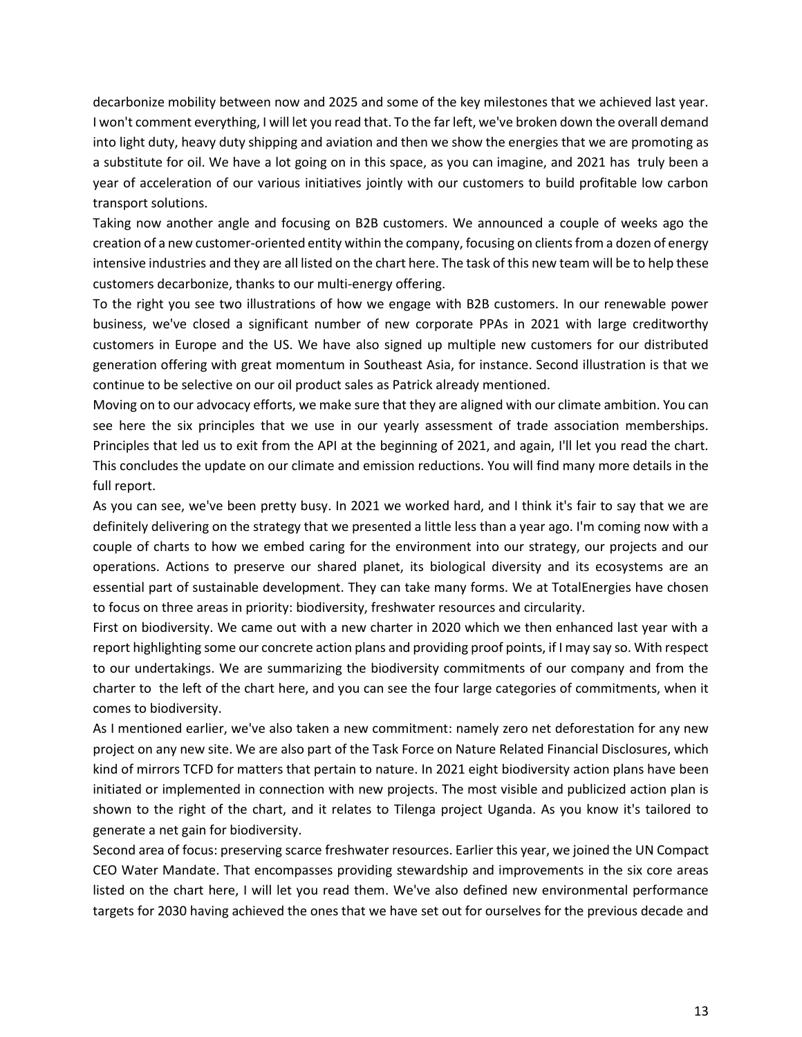decarbonize mobility between now and 2025 and some of the key milestones that we achieved last year. I won't comment everything, I will let you read that. To the far left, we've broken down the overall demand into light duty, heavy duty shipping and aviation and then we show the energies that we are promoting as a substitute for oil. We have a lot going on in this space, as you can imagine, and 2021 has truly been a year of acceleration of our various initiatives jointly with our customers to build profitable low carbon transport solutions.

Taking now another angle and focusing on B2B customers. We announced a couple of weeks ago the creation of a new customer-oriented entity within the company, focusing on clients from a dozen of energy intensive industries and they are all listed on the chart here. The task of this new team will be to help these customers decarbonize, thanks to our multi-energy offering.

To the right you see two illustrations of how we engage with B2B customers. In our renewable power business, we've closed a significant number of new corporate PPAs in 2021 with large creditworthy customers in Europe and the US. We have also signed up multiple new customers for our distributed generation offering with great momentum in Southeast Asia, for instance. Second illustration is that we continue to be selective on our oil product sales as Patrick already mentioned.

Moving on to our advocacy efforts, we make sure that they are aligned with our climate ambition. You can see here the six principles that we use in our yearly assessment of trade association memberships. Principles that led us to exit from the API at the beginning of 2021, and again, I'll let you read the chart. This concludes the update on our climate and emission reductions. You will find many more details in the full report.

As you can see, we've been pretty busy. In 2021 we worked hard, and I think it's fair to say that we are definitely delivering on the strategy that we presented a little less than a year ago. I'm coming now with a couple of charts to how we embed caring for the environment into our strategy, our projects and our operations. Actions to preserve our shared planet, its biological diversity and its ecosystems are an essential part of sustainable development. They can take many forms. We at TotalEnergies have chosen to focus on three areas in priority: biodiversity, freshwater resources and circularity.

First on biodiversity. We came out with a new charter in 2020 which we then enhanced last year with a report highlighting some our concrete action plans and providing proof points, if I may say so. With respect to our undertakings. We are summarizing the biodiversity commitments of our company and from the charter to the left of the chart here, and you can see the four large categories of commitments, when it comes to biodiversity.

As I mentioned earlier, we've also taken a new commitment: namely zero net deforestation for any new project on any new site. We are also part of the Task Force on Nature Related Financial Disclosures, which kind of mirrors TCFD for matters that pertain to nature. In 2021 eight biodiversity action plans have been initiated or implemented in connection with new projects. The most visible and publicized action plan is shown to the right of the chart, and it relates to Tilenga project Uganda. As you know it's tailored to generate a net gain for biodiversity.

Second area of focus: preserving scarce freshwater resources. Earlier this year, we joined the UN Compact CEO Water Mandate. That encompasses providing stewardship and improvements in the six core areas listed on the chart here, I will let you read them. We've also defined new environmental performance targets for 2030 having achieved the ones that we have set out for ourselves for the previous decade and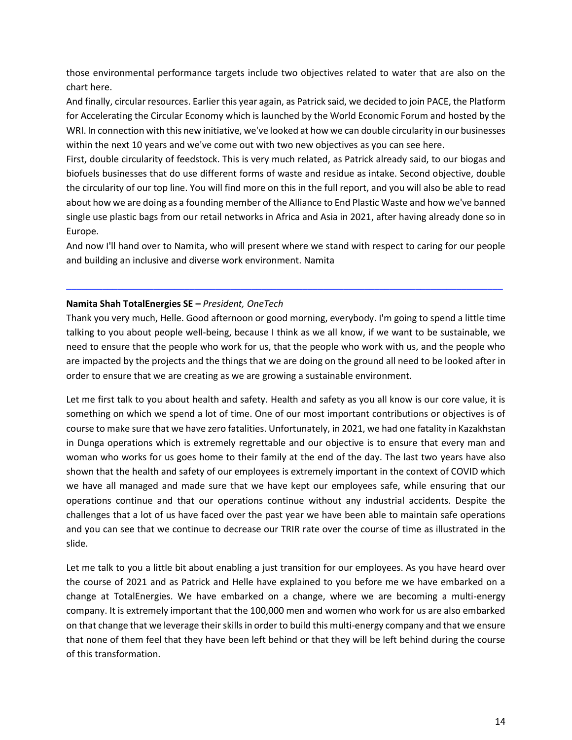those environmental performance targets include two objectives related to water that are also on the chart here.

And finally, circular resources. Earlier this year again, as Patrick said, we decided to join PACE, the Platform for Accelerating the Circular Economy which is launched by the World Economic Forum and hosted by the WRI. In connection with this new initiative, we've looked at how we can double circularity in our businesses within the next 10 years and we've come out with two new objectives as you can see here.

First, double circularity of feedstock. This is very much related, as Patrick already said, to our biogas and biofuels businesses that do use different forms of waste and residue as intake. Second objective, double the circularity of our top line. You will find more on this in the full report, and you will also be able to read about how we are doing as a founding member of the Alliance to End Plastic Waste and how we've banned single use plastic bags from our retail networks in Africa and Asia in 2021, after having already done so in Europe.

And now I'll hand over to Namita, who will present where we stand with respect to caring for our people and building an inclusive and diverse work environment. Namita

---

**Namita Shah TotalEnergies SE –** *President, OneTech*

Thank you very much, Helle. Good afternoon or good morning, everybody. I'm going to spend a little time talking to you about people well-being, because I think as we all know, if we want to be sustainable, we need to ensure that the people who work for us, that the people who work with us, and the people who are impacted by the projects and the things that we are doing on the ground all need to be looked after in order to ensure that we are creating as we are growing a sustainable environment.

Let me first talk to you about health and safety. Health and safety as you all know is our core value, it is something on which we spend a lot of time. One of our most important contributions or objectives is of course to make sure that we have zero fatalities. Unfortunately, in 2021, we had one fatality in Kazakhstan in Dunga operations which is extremely regrettable and our objective is to ensure that every man and woman who works for us goes home to their family at the end of the day. The last two years have also shown that the health and safety of our employees is extremely important in the context of COVID which we have all managed and made sure that we have kept our employees safe, while ensuring that our operations continue and that our operations continue without any industrial accidents. Despite the challenges that a lot of us have faced over the past year we have been able to maintain safe operations and you can see that we continue to decrease our TRIR rate over the course of time as illustrated in the slide.

Let me talk to you a little bit about enabling a just transition for our employees. As you have heard over the course of 2021 and as Patrick and Helle have explained to you before me we have embarked on a change at TotalEnergies. We have embarked on a change, where we are becoming a multi-energy company. It is extremely important that the 100,000 men and women who work for us are also embarked on that change that we leverage their skills in order to build this multi-energy company and that we ensure that none of them feel that they have been left behind or that they will be left behind during the course of this transformation.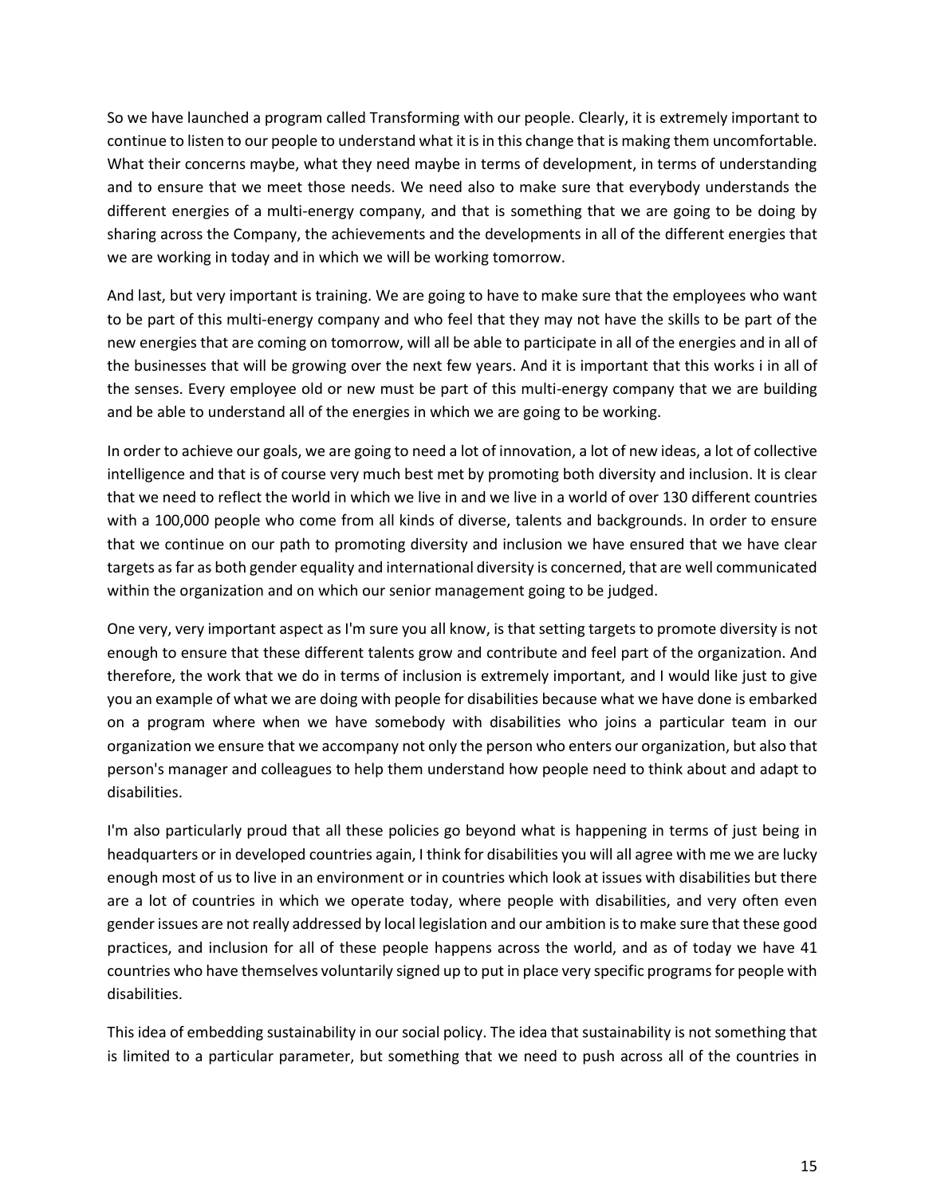So we have launched a program called Transforming with our people. Clearly, it is extremely important to continue to listen to our people to understand what it is in this change that is making them uncomfortable. What their concerns maybe, what they need maybe in terms of development, in terms of understanding and to ensure that we meet those needs. We need also to make sure that everybody understands the different energies of a multi-energy company, and that is something that we are going to be doing by sharing across the Company, the achievements and the developments in all of the different energies that we are working in today and in which we will be working tomorrow.

And last, but very important is training. We are going to have to make sure that the employees who want to be part of this multi-energy company and who feel that they may not have the skills to be part of the new energies that are coming on tomorrow, will all be able to participate in all of the energies and in all of the businesses that will be growing over the next few years. And it is important that this works i in all of the senses. Every employee old or new must be part of this multi-energy company that we are building and be able to understand all of the energies in which we are going to be working.

In order to achieve our goals, we are going to need a lot of innovation, a lot of new ideas, a lot of collective intelligence and that is of course very much best met by promoting both diversity and inclusion. It is clear that we need to reflect the world in which we live in and we live in a world of over 130 different countries with a 100,000 people who come from all kinds of diverse, talents and backgrounds. In order to ensure that we continue on our path to promoting diversity and inclusion we have ensured that we have clear targets as far as both gender equality and international diversity is concerned, that are well communicated within the organization and on which our senior management going to be judged.

One very, very important aspect as I'm sure you all know, is that setting targets to promote diversity is not enough to ensure that these different talents grow and contribute and feel part of the organization. And therefore, the work that we do in terms of inclusion is extremely important, and I would like just to give you an example of what we are doing with people for disabilities because what we have done is embarked on a program where when we have somebody with disabilities who joins a particular team in our organization we ensure that we accompany not only the person who enters our organization, but also that person's manager and colleagues to help them understand how people need to think about and adapt to disabilities.

I'm also particularly proud that all these policies go beyond what is happening in terms of just being in headquarters or in developed countries again, I think for disabilities you will all agree with me we are lucky enough most of us to live in an environment or in countries which look at issues with disabilities but there are a lot of countries in which we operate today, where people with disabilities, and very often even gender issues are not really addressed by local legislation and our ambition is to make sure that these good practices, and inclusion for all of these people happens across the world, and as of today we have 41 countries who have themselves voluntarily signed up to put in place very specific programs for people with disabilities.

This idea of embedding sustainability in our social policy. The idea that sustainability is not something that is limited to a particular parameter, but something that we need to push across all of the countries in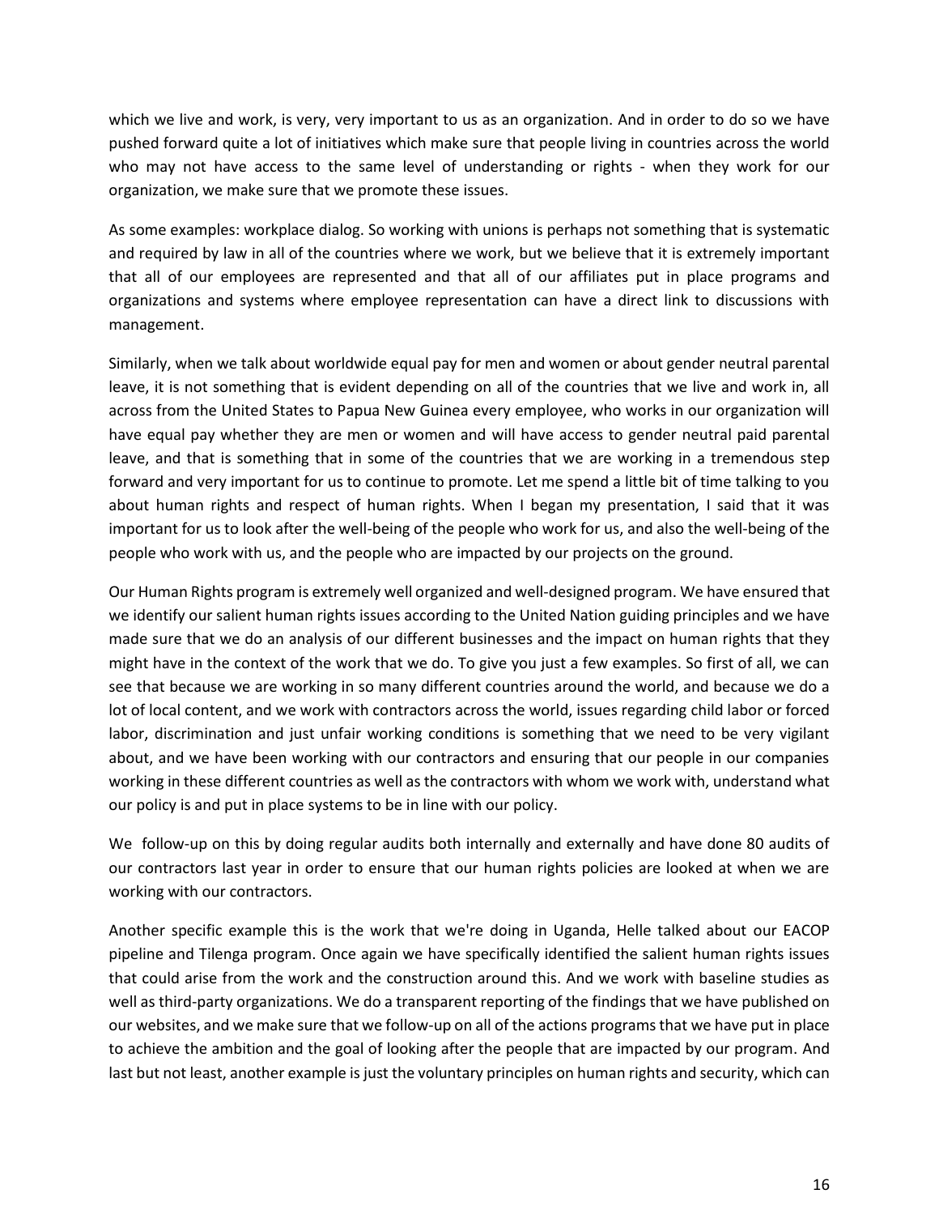which we live and work, is very, very important to us as an organization. And in order to do so we have pushed forward quite a lot of initiatives which make sure that people living in countries across the world who may not have access to the same level of understanding or rights - when they work for our organization, we make sure that we promote these issues.

As some examples: workplace dialog. So working with unions is perhaps not something that is systematic and required by law in all of the countries where we work, but we believe that it is extremely important that all of our employees are represented and that all of our affiliates put in place programs and organizations and systems where employee representation can have a direct link to discussions with management.

Similarly, when we talk about worldwide equal pay for men and women or about gender neutral parental leave, it is not something that is evident depending on all of the countries that we live and work in, all across from the United States to Papua New Guinea every employee, who works in our organization will have equal pay whether they are men or women and will have access to gender neutral paid parental leave, and that is something that in some of the countries that we are working in a tremendous step forward and very important for us to continue to promote. Let me spend a little bit of time talking to you about human rights and respect of human rights. When I began my presentation, I said that it was important for us to look after the well-being of the people who work for us, and also the well-being of the people who work with us, and the people who are impacted by our projects on the ground.

Our Human Rights program is extremely well organized and well-designed program. We have ensured that we identify our salient human rights issues according to the United Nation guiding principles and we have made sure that we do an analysis of our different businesses and the impact on human rights that they might have in the context of the work that we do. To give you just a few examples. So first of all, we can see that because we are working in so many different countries around the world, and because we do a lot of local content, and we work with contractors across the world, issues regarding child labor or forced labor, discrimination and just unfair working conditions is something that we need to be very vigilant about, and we have been working with our contractors and ensuring that our people in our companies working in these different countries as well as the contractors with whom we work with, understand what our policy is and put in place systems to be in line with our policy.

We follow-up on this by doing regular audits both internally and externally and have done 80 audits of our contractors last year in order to ensure that our human rights policies are looked at when we are working with our contractors.

Another specific example this is the work that we're doing in Uganda, Helle talked about our EACOP pipeline and Tilenga program. Once again we have specifically identified the salient human rights issues that could arise from the work and the construction around this. And we work with baseline studies as well as third-party organizations. We do a transparent reporting of the findings that we have published on our websites, and we make sure that we follow-up on all of the actions programs that we have put in place to achieve the ambition and the goal of looking after the people that are impacted by our program. And last but not least, another example is just the voluntary principles on human rights and security, which can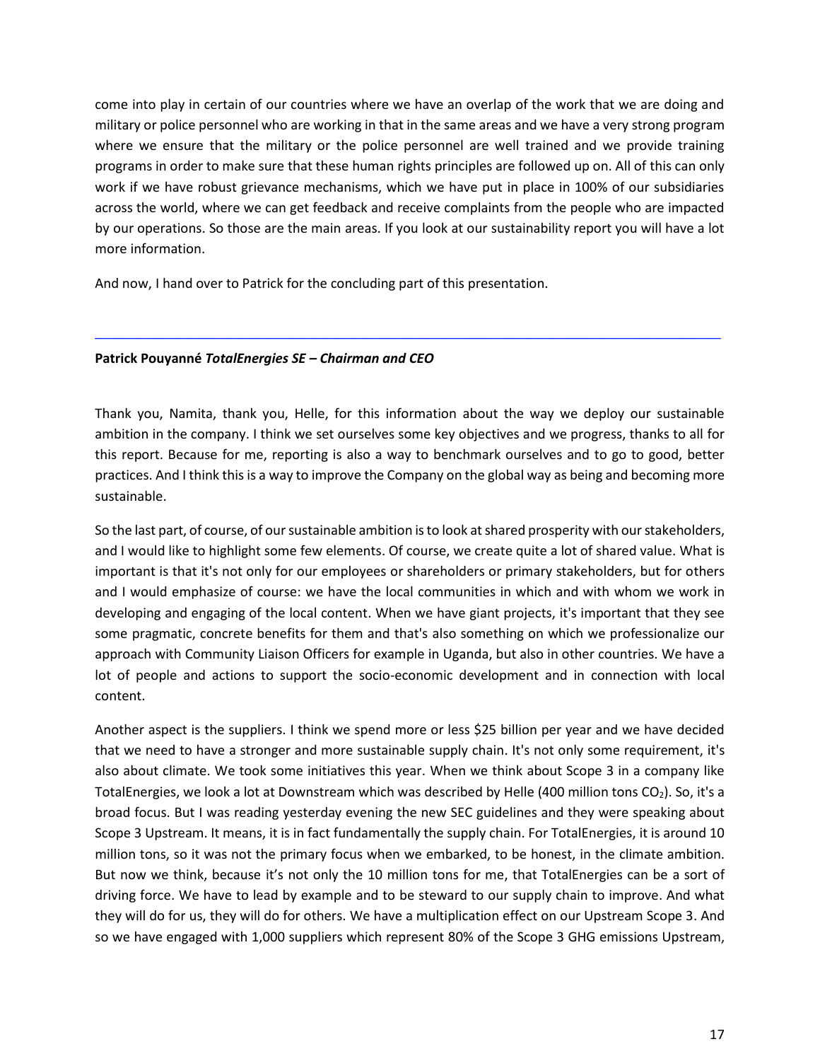come into play in certain of our countries where we have an overlap of the work that we are doing and military or police personnel who are working in that in the same areas and we have a very strong program where we ensure that the military or the police personnel are well trained and we provide training programs in order to make sure that these human rights principles are followed up on. All of this can only work if we have robust grievance mechanisms, which we have put in place in 100% of our subsidiaries across the world, where we can get feedback and receive complaints from the people who are impacted by our operations. So those are the main areas. If you look at our sustainability report you will have a lot more information.

And now, I hand over to Patrick for the concluding part of this presentation.

---

**Patrick Pouyanné** ***TotalEnergies SE – Chairman and CEO***

Thank you, Namita, thank you, Helle, for this information about the way we deploy our sustainable ambition in the company. I think we set ourselves some key objectives and we progress, thanks to all for this report. Because for me, reporting is also a way to benchmark ourselves and to go to good, better practices. And I think this is a way to improve the Company on the global way as being and becoming more sustainable.

So the last part, of course, of our sustainable ambition is to look at shared prosperity with our stakeholders, and I would like to highlight some few elements. Of course, we create quite a lot of shared value. What is important is that it's not only for our employees or shareholders or primary stakeholders, but for others and I would emphasize of course: we have the local communities in which and with whom we work in developing and engaging of the local content. When we have giant projects, it's important that they see some pragmatic, concrete benefits for them and that's also something on which we professionalize our approach with Community Liaison Officers for example in Uganda, but also in other countries. We have a lot of people and actions to support the socio-economic development and in connection with local content.

Another aspect is the suppliers. I think we spend more or less \$25 billion per year and we have decided that we need to have a stronger and more sustainable supply chain. It's not only some requirement, it's also about climate. We took some initiatives this year. When we think about Scope 3 in a company like TotalEnergies, we look a lot at Downstream which was described by Helle (400 million tons $CO_2$). So, it's a broad focus. But I was reading yesterday evening the new SEC guidelines and they were speaking about Scope 3 Upstream. It means, it is in fact fundamentally the supply chain. For TotalEnergies, it is around 10 million tons, so it was not the primary focus when we embarked, to be honest, in the climate ambition. But now we think, because it's not only the 10 million tons for me, that TotalEnergies can be a sort of driving force. We have to lead by example and to be steward to our supply chain to improve. And what they will do for us, they will do for others. We have a multiplication effect on our Upstream Scope 3. And so we have engaged with 1,000 suppliers which represent 80% of the Scope 3 GHG emissions Upstream,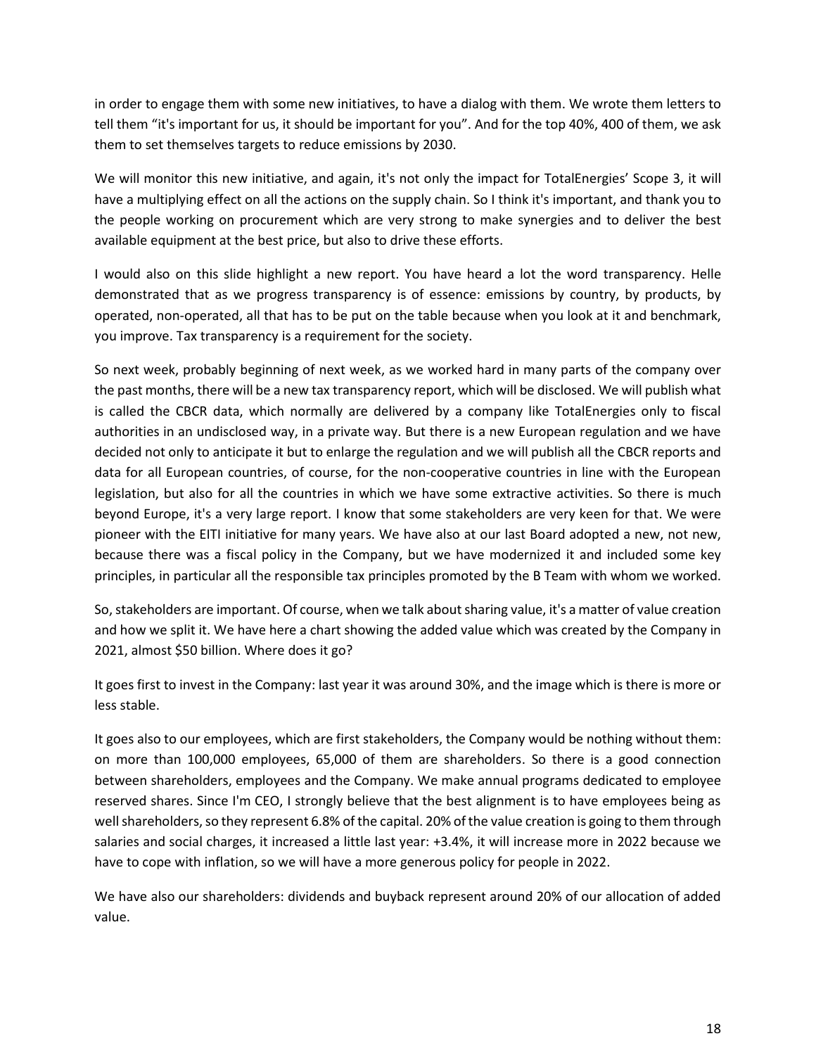in order to engage them with some new initiatives, to have a dialog with them. We wrote them letters to tell them "it's important for us, it should be important for you". And for the top 40%, 400 of them, we ask them to set themselves targets to reduce emissions by 2030.

We will monitor this new initiative, and again, it's not only the impact for TotalEnergies' Scope 3, it will have a multiplying effect on all the actions on the supply chain. So I think it's important, and thank you to the people working on procurement which are very strong to make synergies and to deliver the best available equipment at the best price, but also to drive these efforts.

I would also on this slide highlight a new report. You have heard a lot the word transparency. Helle demonstrated that as we progress transparency is of essence: emissions by country, by products, by operated, non-operated, all that has to be put on the table because when you look at it and benchmark, you improve. Tax transparency is a requirement for the society.

So next week, probably beginning of next week, as we worked hard in many parts of the company over the past months, there will be a new tax transparency report, which will be disclosed. We will publish what is called the CBCR data, which normally are delivered by a company like TotalEnergies only to fiscal authorities in an undisclosed way, in a private way. But there is a new European regulation and we have decided not only to anticipate it but to enlarge the regulation and we will publish all the CBCR reports and data for all European countries, of course, for the non-cooperative countries in line with the European legislation, but also for all the countries in which we have some extractive activities. So there is much beyond Europe, it's a very large report. I know that some stakeholders are very keen for that. We were pioneer with the EITI initiative for many years. We have also at our last Board adopted a new, not new, because there was a fiscal policy in the Company, but we have modernized it and included some key principles, in particular all the responsible tax principles promoted by the B Team with whom we worked.

So, stakeholders are important. Of course, when we talk about sharing value, it's a matter of value creation and how we split it. We have here a chart showing the added value which was created by the Company in 2021, almost $50 billion. Where does it go?

It goes first to invest in the Company: last year it was around 30%, and the image which is there is more or less stable.

It goes also to our employees, which are first stakeholders, the Company would be nothing without them: on more than 100,000 employees, 65,000 of them are shareholders. So there is a good connection between shareholders, employees and the Company. We make annual programs dedicated to employee reserved shares. Since I'm CEO, I strongly believe that the best alignment is to have employees being as well shareholders, so they represent 6.8% of the capital. 20% of the value creation is going to them through salaries and social charges, it increased a little last year: +3.4%, it will increase more in 2022 because we have to cope with inflation, so we will have a more generous policy for people in 2022.

We have also our shareholders: dividends and buyback represent around 20% of our allocation of added value.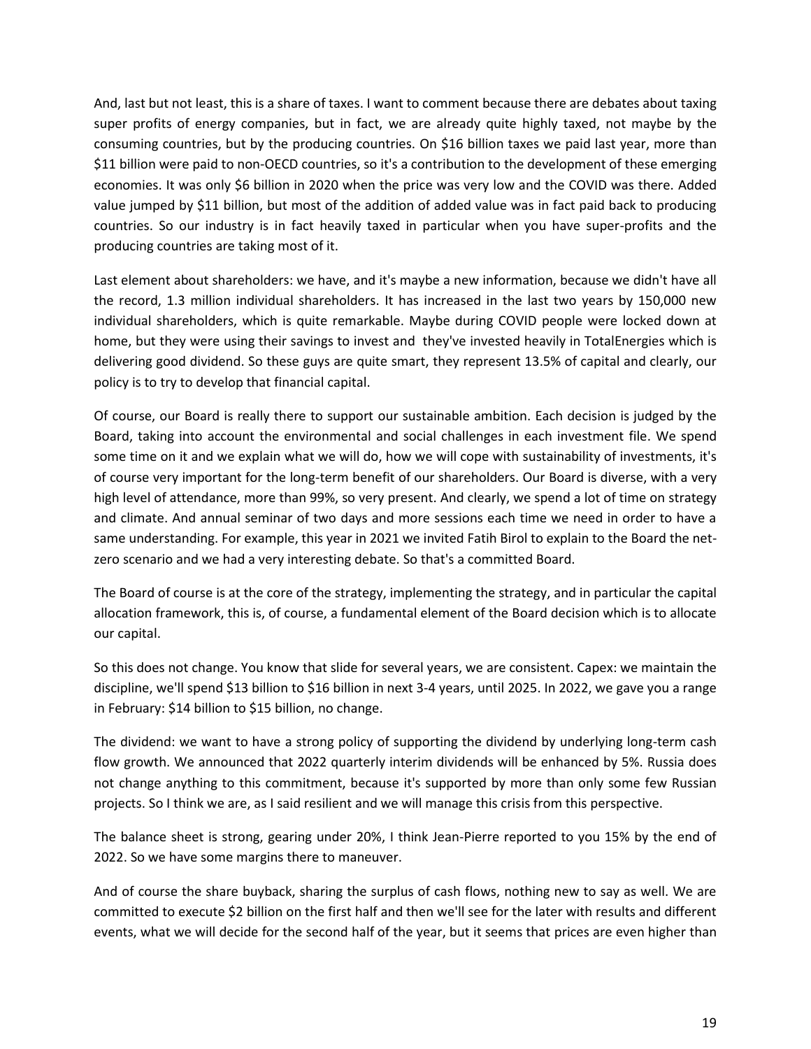And, last but not least, this is a share of taxes. I want to comment because there are debates about taxing super profits of energy companies, but in fact, we are already quite highly taxed, not maybe by the consuming countries, but by the producing countries. On $16 billion taxes we paid last year, more than $11 billion were paid to non-OECD countries, so it's a contribution to the development of these emerging economies. It was only $6 billion in 2020 when the price was very low and the COVID was there. Added value jumped by $11 billion, but most of the addition of added value was in fact paid back to producing countries. So our industry is in fact heavily taxed in particular when you have super-profits and the producing countries are taking most of it.

Last element about shareholders: we have, and it's maybe a new information, because we didn't have all the record, 1.3 million individual shareholders. It has increased in the last two years by 150,000 new individual shareholders, which is quite remarkable. Maybe during COVID people were locked down at home, but they were using their savings to invest and they've invested heavily in TotalEnergies which is delivering good dividend. So these guys are quite smart, they represent 13.5% of capital and clearly, our policy is to try to develop that financial capital.

Of course, our Board is really there to support our sustainable ambition. Each decision is judged by the Board, taking into account the environmental and social challenges in each investment file. We spend some time on it and we explain what we will do, how we will cope with sustainability of investments, it's of course very important for the long-term benefit of our shareholders. Our Board is diverse, with a very high level of attendance, more than 99%, so very present. And clearly, we spend a lot of time on strategy and climate. And annual seminar of two days and more sessions each time we need in order to have a same understanding. For example, this year in 2021 we invited Fatih Birol to explain to the Board the net-zero scenario and we had a very interesting debate. So that's a committed Board.

The Board of course is at the core of the strategy, implementing the strategy, and in particular the capital allocation framework, this is, of course, a fundamental element of the Board decision which is to allocate our capital.

So this does not change. You know that slide for several years, we are consistent. Capex: we maintain the discipline, we'll spend $13 billion to $16 billion in next 3-4 years, until 2025. In 2022, we gave you a range in February: $14 billion to $15 billion, no change.

The dividend: we want to have a strong policy of supporting the dividend by underlying long-term cash flow growth. We announced that 2022 quarterly interim dividends will be enhanced by 5%. Russia does not change anything to this commitment, because it's supported by more than only some few Russian projects. So I think we are, as I said resilient and we will manage this crisis from this perspective.

The balance sheet is strong, gearing under 20%, I think Jean-Pierre reported to you 15% by the end of 2022. So we have some margins there to maneuver.

And of course the share buyback, sharing the surplus of cash flows, nothing new to say as well. We are committed to execute $2 billion on the first half and then we'll see for the later with results and different events, what we will decide for the second half of the year, but it seems that prices are even higher than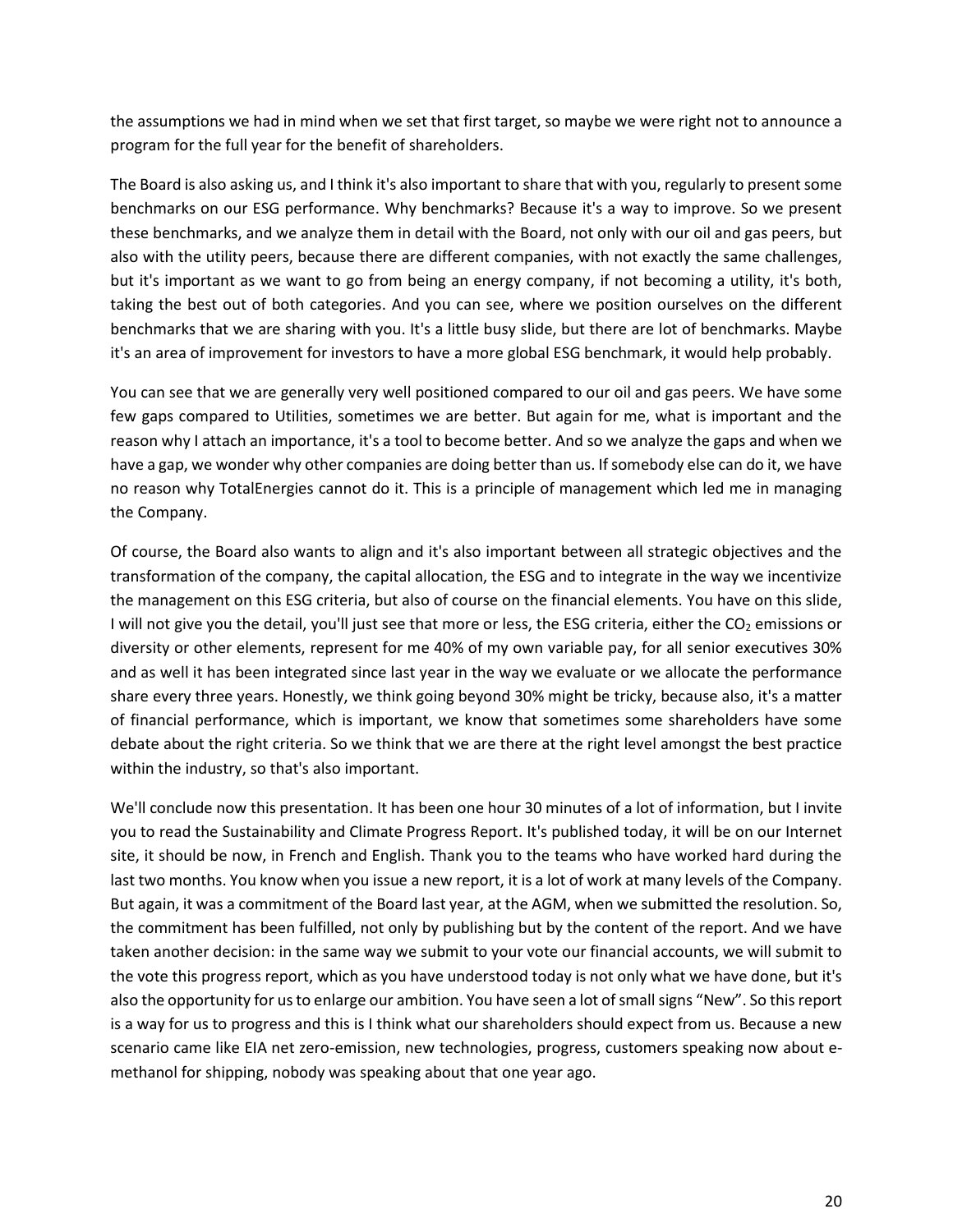the assumptions we had in mind when we set that first target, so maybe we were right not to announce a program for the full year for the benefit of shareholders.

The Board is also asking us, and I think it's also important to share that with you, regularly to present some benchmarks on our ESG performance. Why benchmarks? Because it's a way to improve. So we present these benchmarks, and we analyze them in detail with the Board, not only with our oil and gas peers, but also with the utility peers, because there are different companies, with not exactly the same challenges, but it's important as we want to go from being an energy company, if not becoming a utility, it's both, taking the best out of both categories. And you can see, where we position ourselves on the different benchmarks that we are sharing with you. It's a little busy slide, but there are lot of benchmarks. Maybe it's an area of improvement for investors to have a more global ESG benchmark, it would help probably.

You can see that we are generally very well positioned compared to our oil and gas peers. We have some few gaps compared to Utilities, sometimes we are better. But again for me, what is important and the reason why I attach an importance, it's a tool to become better. And so we analyze the gaps and when we have a gap, we wonder why other companies are doing better than us. If somebody else can do it, we have no reason why TotalEnergies cannot do it. This is a principle of management which led me in managing the Company.

Of course, the Board also wants to align and it's also important between all strategic objectives and the transformation of the company, the capital allocation, the ESG and to integrate in the way we incentivize the management on this ESG criteria, but also of course on the financial elements. You have on this slide, I will not give you the detail, you'll just see that more or less, the ESG criteria, either the $CO_2$ emissions or diversity or other elements, represent for me 40% of my own variable pay, for all senior executives 30% and as well it has been integrated since last year in the way we evaluate or we allocate the performance share every three years. Honestly, we think going beyond 30% might be tricky, because also, it's a matter of financial performance, which is important, we know that sometimes some shareholders have some debate about the right criteria. So we think that we are there at the right level amongst the best practice within the industry, so that's also important.

We'll conclude now this presentation. It has been one hour 30 minutes of a lot of information, but I invite you to read the Sustainability and Climate Progress Report. It's published today, it will be on our Internet site, it should be now, in French and English. Thank you to the teams who have worked hard during the last two months. You know when you issue a new report, it is a lot of work at many levels of the Company. But again, it was a commitment of the Board last year, at the AGM, when we submitted the resolution. So, the commitment has been fulfilled, not only by publishing but by the content of the report. And we have taken another decision: in the same way we submit to your vote our financial accounts, we will submit to the vote this progress report, which as you have understood today is not only what we have done, but it's also the opportunity for us to enlarge our ambition. You have seen a lot of small signs "New". So this report is a way for us to progress and this is I think what our shareholders should expect from us. Because a new scenario came like EIA net zero-emission, new technologies, progress, customers speaking now about e-methanol for shipping, nobody was speaking about that one year ago.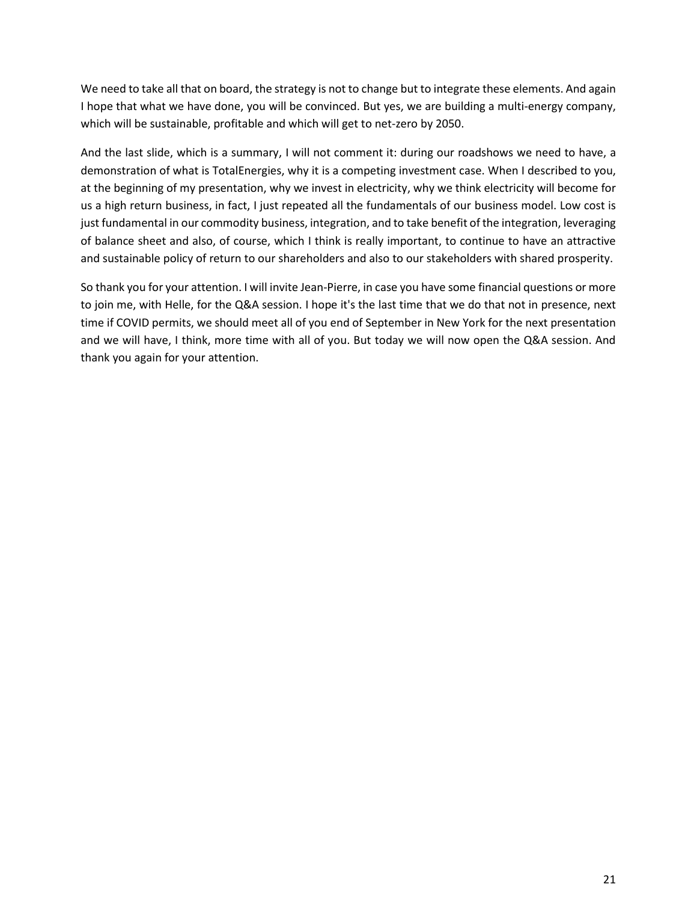We need to take all that on board, the strategy is not to change but to integrate these elements. And again I hope that what we have done, you will be convinced. But yes, we are building a multi-energy company, which will be sustainable, profitable and which will get to net-zero by 2050.

And the last slide, which is a summary, I will not comment it: during our roadshows we need to have, a demonstration of what is TotalEnergies, why it is a competing investment case. When I described to you, at the beginning of my presentation, why we invest in electricity, why we think electricity will become for us a high return business, in fact, I just repeated all the fundamentals of our business model. Low cost is just fundamental in our commodity business, integration, and to take benefit of the integration, leveraging of balance sheet and also, of course, which I think is really important, to continue to have an attractive and sustainable policy of return to our shareholders and also to our stakeholders with shared prosperity.

So thank you for your attention. I will invite Jean-Pierre, in case you have some financial questions or more to join me, with Helle, for the Q&A session. I hope it's the last time that we do that not in presence, next time if COVID permits, we should meet all of you end of September in New York for the next presentation and we will have, I think, more time with all of you. But today we will now open the Q&A session. And thank you again for your attention.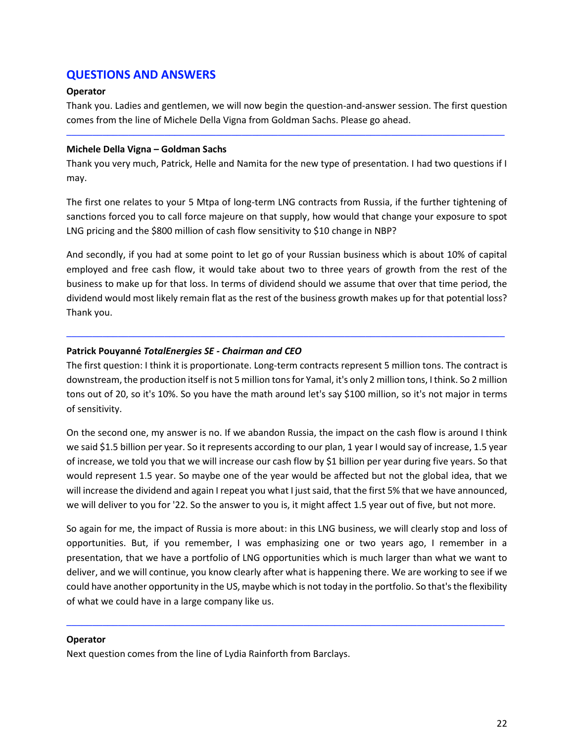## QUESTIONS AND ANSWERS

**Operator**

Thank you. Ladies and gentlemen, we will now begin the question-and-answer session. The first question comes from the line of Michele Della Vigna from Goldman Sachs. Please go ahead.

---

**Michele Della Vigna – Goldman Sachs**

Thank you very much, Patrick, Helle and Namita for the new type of presentation. I had two questions if I may.

The first one relates to your 5 Mtpa of long-term LNG contracts from Russia, if the further tightening of sanctions forced you to call force majeure on that supply, how would that change your exposure to spot LNG pricing and the $800 million of cash flow sensitivity to $10 change in NBP?

And secondly, if you had at some point to let go of your Russian business which is about 10% of capital employed and free cash flow, it would take about two to three years of growth from the rest of the business to make up for that loss. In terms of dividend should we assume that over that time period, the dividend would most likely remain flat as the rest of the business growth makes up for that potential loss? Thank you.

---

**Patrick Pouyanné** ***TotalEnergies SE - Chairman and CEO***

The first question: I think it is proportionate. Long-term contracts represent 5 million tons. The contract is downstream, the production itself is not 5 million tons for Yamal, it's only 2 million tons, I think. So 2 million tons out of 20, so it's 10%. So you have the math around let's say $100 million, so it's not major in terms of sensitivity.

On the second one, my answer is no. If we abandon Russia, the impact on the cash flow is around I think we said $1.5 billion per year. So it represents according to our plan, 1 year I would say of increase, 1.5 year of increase, we told you that we will increase our cash flow by $1 billion per year during five years. So that would represent 1.5 year. So maybe one of the year would be affected but not the global idea, that we will increase the dividend and again I repeat you what I just said, that the first 5% that we have announced, we will deliver to you for '22. So the answer to you is, it might affect 1.5 year out of five, but not more.

So again for me, the impact of Russia is more about: in this LNG business, we will clearly stop and loss of opportunities. But, if you remember, I was emphasizing one or two years ago, I remember in a presentation, that we have a portfolio of LNG opportunities which is much larger than what we want to deliver, and we will continue, you know clearly after what is happening there. We are working to see if we could have another opportunity in the US, maybe which is not today in the portfolio. So that's the flexibility of what we could have in a large company like us.

---

**Operator**

Next question comes from the line of Lydia Rainforth from Barclays.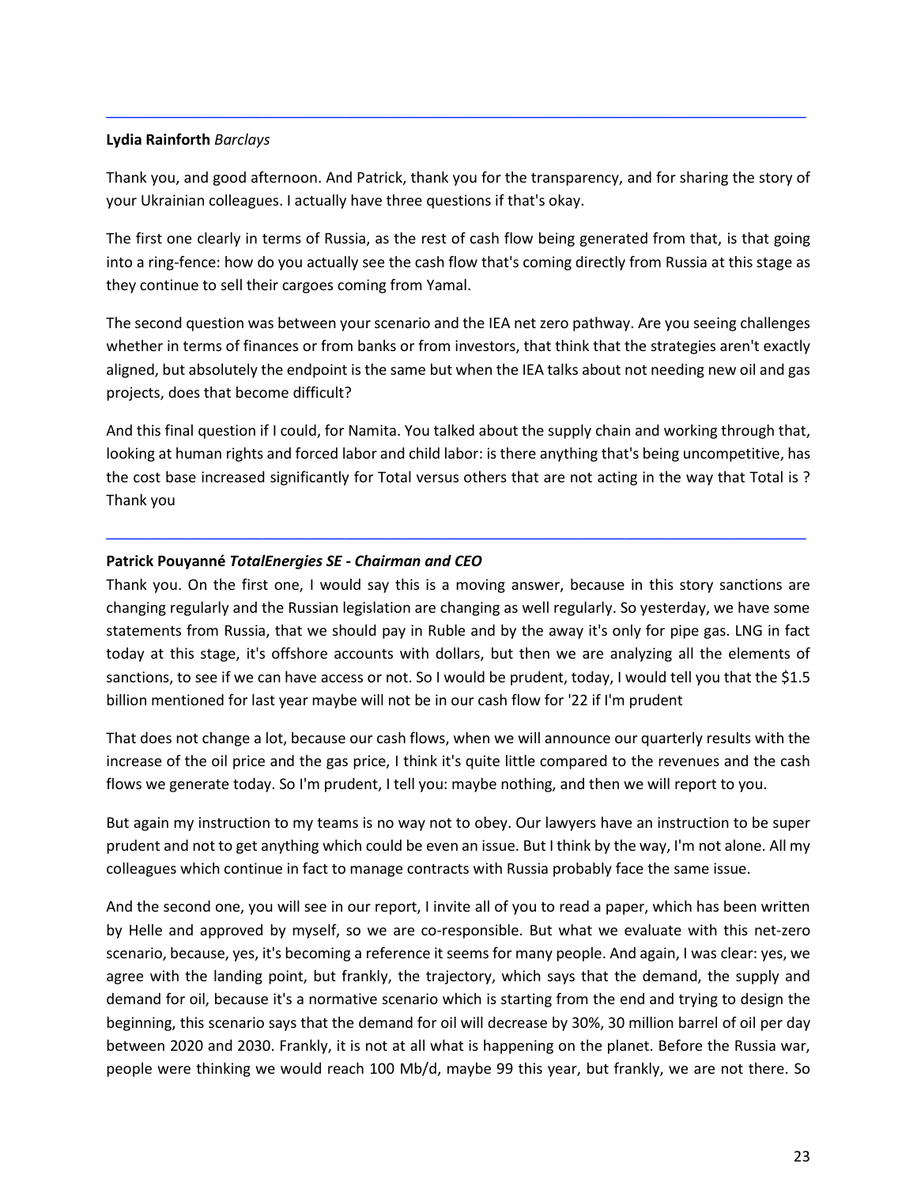---

**Lydia Rainforth** *Barclays*

Thank you, and good afternoon. And Patrick, thank you for the transparency, and for sharing the story of your Ukrainian colleagues. I actually have three questions if that's okay.

The first one clearly in terms of Russia, as the rest of cash flow being generated from that, is that going into a ring-fence: how do you actually see the cash flow that's coming directly from Russia at this stage as they continue to sell their cargoes coming from Yamal.

The second question was between your scenario and the IEA net zero pathway. Are you seeing challenges whether in terms of finances or from banks or from investors, that think that the strategies aren't exactly aligned, but absolutely the endpoint is the same but when the IEA talks about not needing new oil and gas projects, does that become difficult?

And this final question if I could, for Namita. You talked about the supply chain and working through that, looking at human rights and forced labor and child labor: is there anything that's being uncompetitive, has the cost base increased significantly for Total versus others that are not acting in the way that Total is ? Thank you

---

**Patrick Pouyanné** *TotalEnergies SE - Chairman and CEO*

Thank you. On the first one, I would say this is a moving answer, because in this story sanctions are changing regularly and the Russian legislation are changing as well regularly. So yesterday, we have some statements from Russia, that we should pay in Ruble and by the away it's only for pipe gas. LNG in fact today at this stage, it's offshore accounts with dollars, but then we are analyzing all the elements of sanctions, to see if we can have access or not. So I would be prudent, today, I would tell you that the $1.5 billion mentioned for last year maybe will not be in our cash flow for '22 if I'm prudent

That does not change a lot, because our cash flows, when we will announce our quarterly results with the increase of the oil price and the gas price, I think it's quite little compared to the revenues and the cash flows we generate today. So I'm prudent, I tell you: maybe nothing, and then we will report to you.

But again my instruction to my teams is no way not to obey. Our lawyers have an instruction to be super prudent and not to get anything which could be even an issue. But I think by the way, I'm not alone. All my colleagues which continue in fact to manage contracts with Russia probably face the same issue.

And the second one, you will see in our report, I invite all of you to read a paper, which has been written by Helle and approved by myself, so we are co-responsible. But what we evaluate with this net-zero scenario, because, yes, it's becoming a reference it seems for many people. And again, I was clear: yes, we agree with the landing point, but frankly, the trajectory, which says that the demand, the supply and demand for oil, because it's a normative scenario which is starting from the end and trying to design the beginning, this scenario says that the demand for oil will decrease by 30%, 30 million barrel of oil per day between 2020 and 2030. Frankly, it is not at all what is happening on the planet. Before the Russia war, people were thinking we would reach 100 Mb/d, maybe 99 this year, but frankly, we are not there. So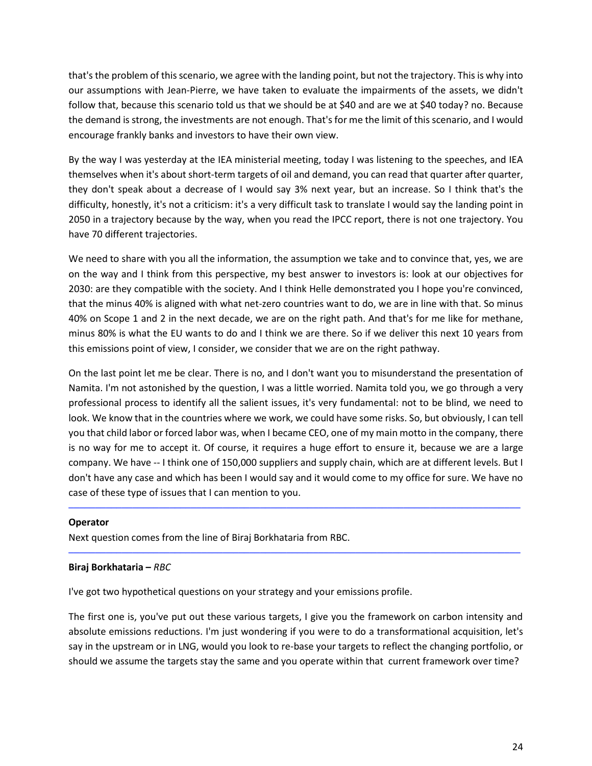that's the problem of this scenario, we agree with the landing point, but not the trajectory. This is why into our assumptions with Jean-Pierre, we have taken to evaluate the impairments of the assets, we didn't follow that, because this scenario told us that we should be at $40 and are we at $40 today? no. Because the demand is strong, the investments are not enough. That's for me the limit of this scenario, and I would encourage frankly banks and investors to have their own view.

By the way I was yesterday at the IEA ministerial meeting, today I was listening to the speeches, and IEA themselves when it's about short-term targets of oil and demand, you can read that quarter after quarter, they don't speak about a decrease of I would say 3% next year, but an increase. So I think that's the difficulty, honestly, it's not a criticism: it's a very difficult task to translate I would say the landing point in 2050 in a trajectory because by the way, when you read the IPCC report, there is not one trajectory. You have 70 different trajectories.

We need to share with you all the information, the assumption we take and to convince that, yes, we are on the way and I think from this perspective, my best answer to investors is: look at our objectives for 2030: are they compatible with the society. And I think Helle demonstrated you I hope you're convinced, that the minus 40% is aligned with what net-zero countries want to do, we are in line with that. So minus 40% on Scope 1 and 2 in the next decade, we are on the right path. And that's for me like for methane, minus 80% is what the EU wants to do and I think we are there. So if we deliver this next 10 years from this emissions point of view, I consider, we consider that we are on the right pathway.

On the last point let me be clear. There is no, and I don't want you to misunderstand the presentation of Namita. I'm not astonished by the question, I was a little worried. Namita told you, we go through a very professional process to identify all the salient issues, it's very fundamental: not to be blind, we need to look. We know that in the countries where we work, we could have some risks. So, but obviously, I can tell you that child labor or forced labor was, when I became CEO, one of my main motto in the company, there is no way for me to accept it. Of course, it requires a huge effort to ensure it, because we are a large company. We have -- I think one of 150,000 suppliers and supply chain, which are at different levels. But I don't have any case and which has been I would say and it would come to my office for sure. We have no case of these type of issues that I can mention to you.

---

**Operator**

Next question comes from the line of Biraj Borkhataria from RBC.

---

**Biraj Borkhataria –** *RBC*

I've got two hypothetical questions on your strategy and your emissions profile.

The first one is, you've put out these various targets, I give you the framework on carbon intensity and absolute emissions reductions. I'm just wondering if you were to do a transformational acquisition, let's say in the upstream or in LNG, would you look to re-base your targets to reflect the changing portfolio, or should we assume the targets stay the same and you operate within that current framework over time?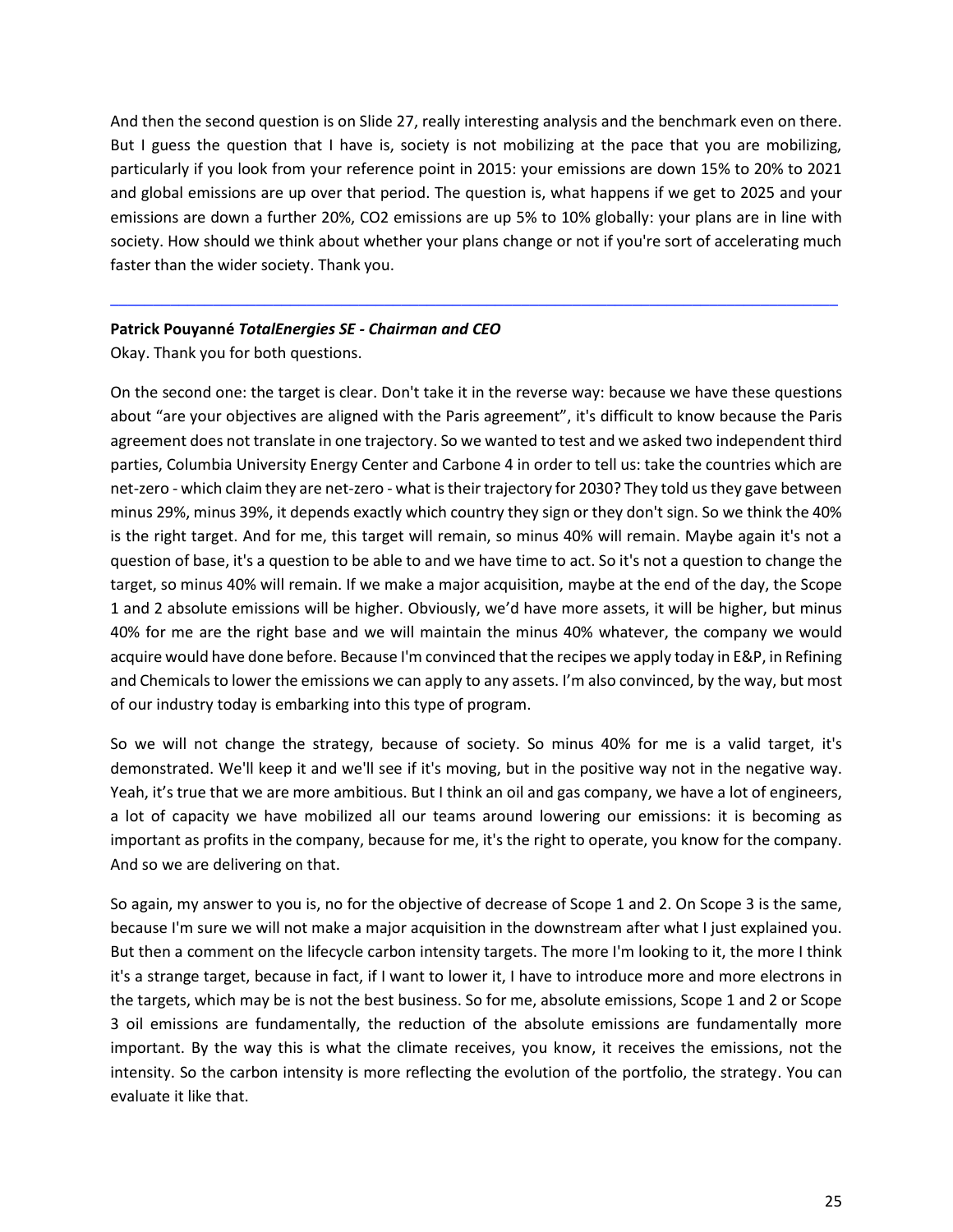And then the second question is on Slide 27, really interesting analysis and the benchmark even on there. But I guess the question that I have is, society is not mobilizing at the pace that you are mobilizing, particularly if you look from your reference point in 2015: your emissions are down 15% to 20% to 2021 and global emissions are up over that period. The question is, what happens if we get to 2025 and your emissions are down a further 20%, CO2 emissions are up 5% to 10% globally: your plans are in line with society. How should we think about whether your plans change or not if you're sort of accelerating much faster than the wider society. Thank you.

---

**Patrick Pouyanné** *TotalEnergies SE - Chairman and CEO*

Okay. Thank you for both questions.

On the second one: the target is clear. Don't take it in the reverse way: because we have these questions about "are your objectives are aligned with the Paris agreement", it's difficult to know because the Paris agreement does not translate in one trajectory. So we wanted to test and we asked two independent third parties, Columbia University Energy Center and Carbone 4 in order to tell us: take the countries which are net-zero - which claim they are net-zero - what is their trajectory for 2030? They told us they gave between minus 29%, minus 39%, it depends exactly which country they sign or they don't sign. So we think the 40% is the right target. And for me, this target will remain, so minus 40% will remain. Maybe again it's not a question of base, it's a question to be able to and we have time to act. So it's not a question to change the target, so minus 40% will remain. If we make a major acquisition, maybe at the end of the day, the Scope 1 and 2 absolute emissions will be higher. Obviously, we'd have more assets, it will be higher, but minus 40% for me are the right base and we will maintain the minus 40% whatever, the company we would acquire would have done before. Because I'm convinced that the recipes we apply today in E&P, in Refining and Chemicals to lower the emissions we can apply to any assets. I'm also convinced, by the way, but most of our industry today is embarking into this type of program.

So we will not change the strategy, because of society. So minus 40% for me is a valid target, it's demonstrated. We'll keep it and we'll see if it's moving, but in the positive way not in the negative way. Yeah, it's true that we are more ambitious. But I think an oil and gas company, we have a lot of engineers, a lot of capacity we have mobilized all our teams around lowering our emissions: it is becoming as important as profits in the company, because for me, it's the right to operate, you know for the company. And so we are delivering on that.

So again, my answer to you is, no for the objective of decrease of Scope 1 and 2. On Scope 3 is the same, because I'm sure we will not make a major acquisition in the downstream after what I just explained you. But then a comment on the lifecycle carbon intensity targets. The more I'm looking to it, the more I think it's a strange target, because in fact, if I want to lower it, I have to introduce more and more electrons in the targets, which may be is not the best business. So for me, absolute emissions, Scope 1 and 2 or Scope 3 oil emissions are fundamentally, the reduction of the absolute emissions are fundamentally more important. By the way this is what the climate receives, you know, it receives the emissions, not the intensity. So the carbon intensity is more reflecting the evolution of the portfolio, the strategy. You can evaluate it like that.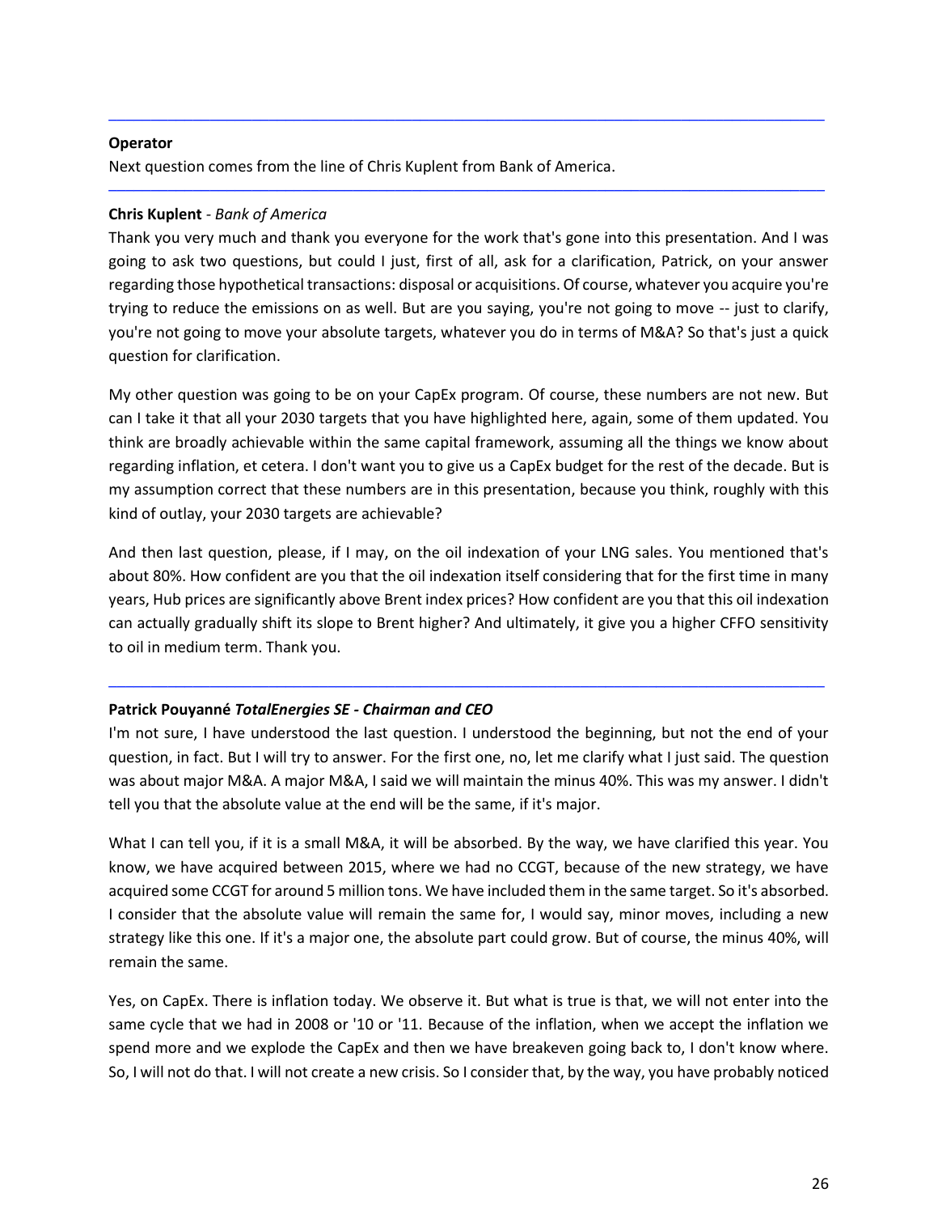---

**Operator**

Next question comes from the line of Chris Kuplent from Bank of America.

---

**Chris Kuplent** - *Bank of America*

Thank you very much and thank you everyone for the work that's gone into this presentation. And I was going to ask two questions, but could I just, first of all, ask for a clarification, Patrick, on your answer regarding those hypothetical transactions: disposal or acquisitions. Of course, whatever you acquire you're trying to reduce the emissions on as well. But are you saying, you're not going to move -- just to clarify, you're not going to move your absolute targets, whatever you do in terms of M&A? So that's just a quick question for clarification.

My other question was going to be on your CapEx program. Of course, these numbers are not new. But can I take it that all your 2030 targets that you have highlighted here, again, some of them updated. You think are broadly achievable within the same capital framework, assuming all the things we know about regarding inflation, et cetera. I don't want you to give us a CapEx budget for the rest of the decade. But is my assumption correct that these numbers are in this presentation, because you think, roughly with this kind of outlay, your 2030 targets are achievable?

And then last question, please, if I may, on the oil indexation of your LNG sales. You mentioned that's about 80%. How confident are you that the oil indexation itself considering that for the first time in many years, Hub prices are significantly above Brent index prices? How confident are you that this oil indexation can actually gradually shift its slope to Brent higher? And ultimately, it give you a higher CFFO sensitivity to oil in medium term. Thank you.

---

**Patrick Pouyanné** ***TotalEnergies SE - Chairman and CEO***

I'm not sure, I have understood the last question. I understood the beginning, but not the end of your question, in fact. But I will try to answer. For the first one, no, let me clarify what I just said. The question was about major M&A. A major M&A, I said we will maintain the minus 40%. This was my answer. I didn't tell you that the absolute value at the end will be the same, if it's major.

What I can tell you, if it is a small M&A, it will be absorbed. By the way, we have clarified this year. You know, we have acquired between 2015, where we had no CCGT, because of the new strategy, we have acquired some CCGT for around 5 million tons. We have included them in the same target. So it's absorbed. I consider that the absolute value will remain the same for, I would say, minor moves, including a new strategy like this one. If it's a major one, the absolute part could grow. But of course, the minus 40%, will remain the same.

Yes, on CapEx. There is inflation today. We observe it. But what is true is that, we will not enter into the same cycle that we had in 2008 or '10 or '11. Because of the inflation, when we accept the inflation we spend more and we explode the CapEx and then we have breakeven going back to, I don't know where. So, I will not do that. I will not create a new crisis. So I consider that, by the way, you have probably noticed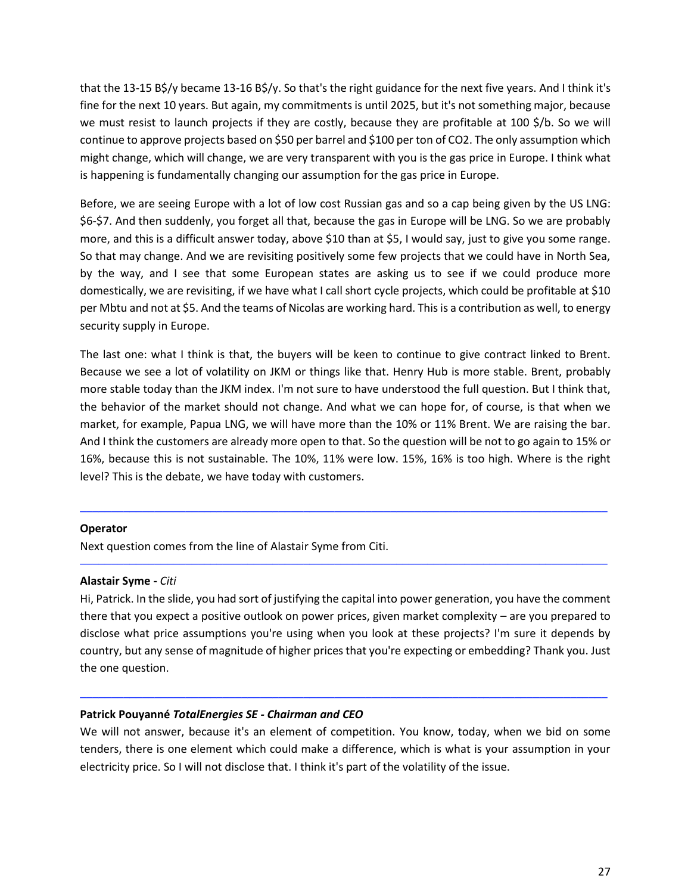that the 13-15 B$/y became 13-16 B$/y. So that's the right guidance for the next five years. And I think it's fine for the next 10 years. But again, my commitments is until 2025, but it's not something major, because we must resist to launch projects if they are costly, because they are profitable at 100 $/b. So we will continue to approve projects based on $50 per barrel and $100 per ton of CO2. The only assumption which might change, which will change, we are very transparent with you is the gas price in Europe. I think what is happening is fundamentally changing our assumption for the gas price in Europe.

Before, we are seeing Europe with a lot of low cost Russian gas and so a cap being given by the US LNG: $6-$7. And then suddenly, you forget all that, because the gas in Europe will be LNG. So we are probably more, and this is a difficult answer today, above $10 than at $5, I would say, just to give you some range. So that may change. And we are revisiting positively some few projects that we could have in North Sea, by the way, and I see that some European states are asking us to see if we could produce more domestically, we are revisiting, if we have what I call short cycle projects, which could be profitable at $10 per Mbtu and not at $5. And the teams of Nicolas are working hard. This is a contribution as well, to energy security supply in Europe.

The last one: what I think is that, the buyers will be keen to continue to give contract linked to Brent. Because we see a lot of volatility on JKM or things like that. Henry Hub is more stable. Brent, probably more stable today than the JKM index. I'm not sure to have understood the full question. But I think that, the behavior of the market should not change. And what we can hope for, of course, is that when we market, for example, Papua LNG, we will have more than the 10% or 11% Brent. We are raising the bar. And I think the customers are already more open to that. So the question will be not to go again to 15% or 16%, because this is not sustainable. The 10%, 11% were low. 15%, 16% is too high. Where is the right level? This is the debate, we have today with customers.

---

**Operator**
Next question comes from the line of Alastair Syme from Citi.

---

**Alastair Syme -** *Citi*
Hi, Patrick. In the slide, you had sort of justifying the capital into power generation, you have the comment there that you expect a positive outlook on power prices, given market complexity – are you prepared to disclose what price assumptions you're using when you look at these projects? I'm sure it depends by country, but any sense of magnitude of higher prices that you're expecting or embedding? Thank you. Just the one question.

---

**Patrick Pouyanné** ***TotalEnergies SE - Chairman and CEO***
We will not answer, because it's an element of competition. You know, today, when we bid on some tenders, there is one element which could make a difference, which is what is your assumption in your electricity price. So I will not disclose that. I think it's part of the volatility of the issue.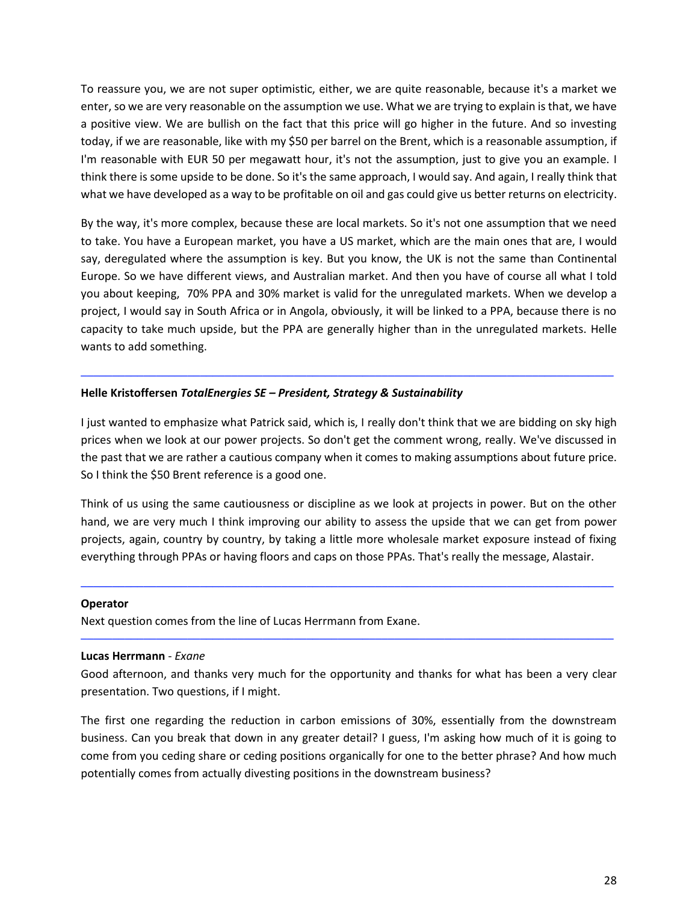To reassure you, we are not super optimistic, either, we are quite reasonable, because it's a market we enter, so we are very reasonable on the assumption we use. What we are trying to explain is that, we have a positive view. We are bullish on the fact that this price will go higher in the future. And so investing today, if we are reasonable, like with my $50 per barrel on the Brent, which is a reasonable assumption, if I'm reasonable with EUR 50 per megawatt hour, it's not the assumption, just to give you an example. I think there is some upside to be done. So it's the same approach, I would say. And again, I really think that what we have developed as a way to be profitable on oil and gas could give us better returns on electricity.

By the way, it's more complex, because these are local markets. So it's not one assumption that we need to take. You have a European market, you have a US market, which are the main ones that are, I would say, deregulated where the assumption is key. But you know, the UK is not the same than Continental Europe. So we have different views, and Australian market. And then you have of course all what I told you about keeping, 70% PPA and 30% market is valid for the unregulated markets. When we develop a project, I would say in South Africa or in Angola, obviously, it will be linked to a PPA, because there is no capacity to take much upside, but the PPA are generally higher than in the unregulated markets. Helle wants to add something.

---

**Helle Kristoffersen** ***TotalEnergies SE – President, Strategy & Sustainability***

I just wanted to emphasize what Patrick said, which is, I really don't think that we are bidding on sky high prices when we look at our power projects. So don't get the comment wrong, really. We've discussed in the past that we are rather a cautious company when it comes to making assumptions about future price. So I think the $50 Brent reference is a good one.

Think of us using the same cautiousness or discipline as we look at projects in power. But on the other hand, we are very much I think improving our ability to assess the upside that we can get from power projects, again, country by country, by taking a little more wholesale market exposure instead of fixing everything through PPAs or having floors and caps on those PPAs. That's really the message, Alastair.

---

**Operator**
Next question comes from the line of Lucas Herrmann from Exane.

---

**Lucas Herrmann** - *Exane*
Good afternoon, and thanks very much for the opportunity and thanks for what has been a very clear presentation. Two questions, if I might.

The first one regarding the reduction in carbon emissions of 30%, essentially from the downstream business. Can you break that down in any greater detail? I guess, I'm asking how much of it is going to come from you ceding share or ceding positions organically for one to the better phrase? And how much potentially comes from actually divesting positions in the downstream business?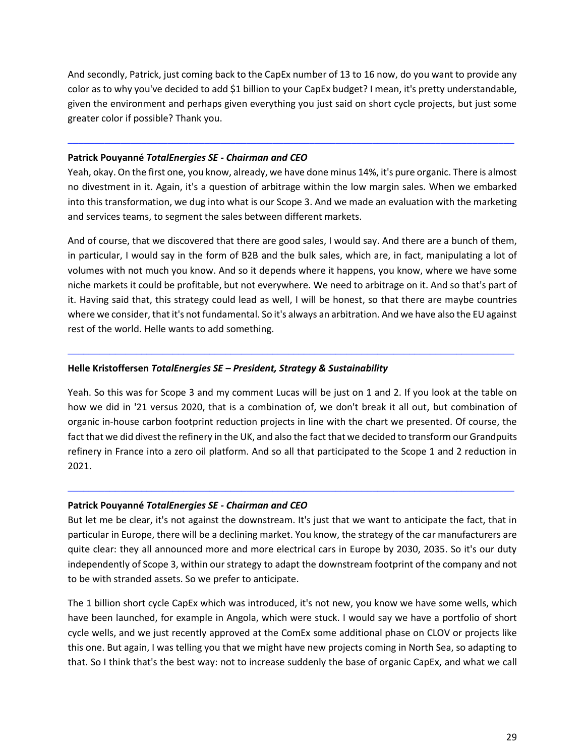And secondly, Patrick, just coming back to the CapEx number of 13 to 16 now, do you want to provide any color as to why you've decided to add $1 billion to your CapEx budget? I mean, it's pretty understandable, given the environment and perhaps given everything you just said on short cycle projects, but just some greater color if possible? Thank you.

---

**Patrick Pouyanné** ***TotalEnergies SE - Chairman and CEO***

Yeah, okay. On the first one, you know, already, we have done minus 14%, it's pure organic. There is almost no divestment in it. Again, it's a question of arbitrage within the low margin sales. When we embarked into this transformation, we dug into what is our Scope 3. And we made an evaluation with the marketing and services teams, to segment the sales between different markets.

And of course, that we discovered that there are good sales, I would say. And there are a bunch of them, in particular, I would say in the form of B2B and the bulk sales, which are, in fact, manipulating a lot of volumes with not much you know. And so it depends where it happens, you know, where we have some niche markets it could be profitable, but not everywhere. We need to arbitrage on it. And so that's part of it. Having said that, this strategy could lead as well, I will be honest, so that there are maybe countries where we consider, that it's not fundamental. So it's always an arbitration. And we have also the EU against rest of the world. Helle wants to add something.

---

**Helle Kristoffersen** ***TotalEnergies SE – President, Strategy & Sustainability***

Yeah. So this was for Scope 3 and my comment Lucas will be just on 1 and 2. If you look at the table on how we did in '21 versus 2020, that is a combination of, we don't break it all out, but combination of organic in-house carbon footprint reduction projects in line with the chart we presented. Of course, the fact that we did divest the refinery in the UK, and also the fact that we decided to transform our Grandpuits refinery in France into a zero oil platform. And so all that participated to the Scope 1 and 2 reduction in 2021.

---

**Patrick Pouyanné** ***TotalEnergies SE - Chairman and CEO***

But let me be clear, it's not against the downstream. It's just that we want to anticipate the fact, that in particular in Europe, there will be a declining market. You know, the strategy of the car manufacturers are quite clear: they all announced more and more electrical cars in Europe by 2030, 2035. So it's our duty independently of Scope 3, within our strategy to adapt the downstream footprint of the company and not to be with stranded assets. So we prefer to anticipate.

The 1 billion short cycle CapEx which was introduced, it's not new, you know we have some wells, which have been launched, for example in Angola, which were stuck. I would say we have a portfolio of short cycle wells, and we just recently approved at the ComEx some additional phase on CLOV or projects like this one. But again, I was telling you that we might have new projects coming in North Sea, so adapting to that. So I think that's the best way: not to increase suddenly the base of organic CapEx, and what we call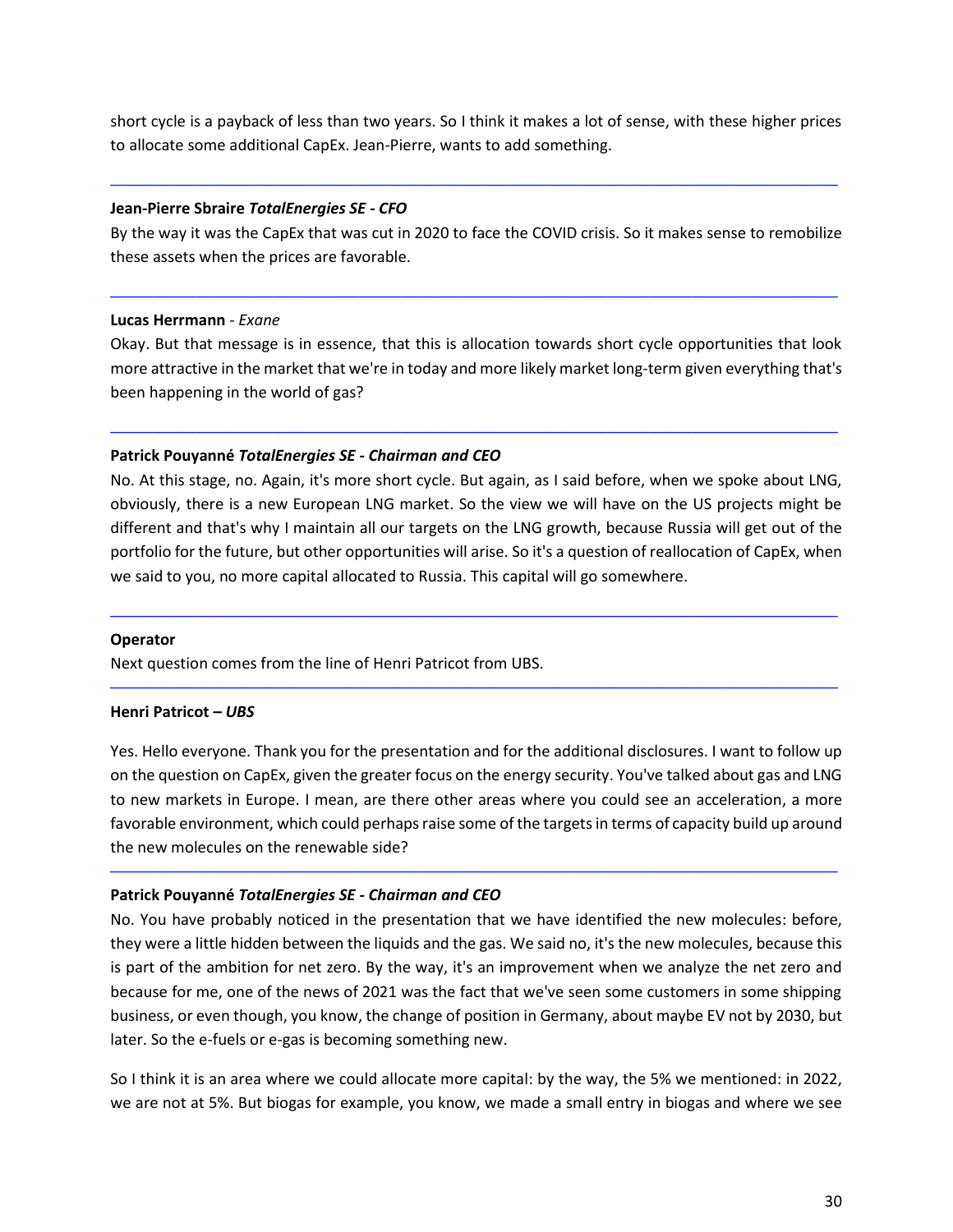short cycle is a payback of less than two years. So I think it makes a lot of sense, with these higher prices to allocate some additional CapEx. Jean-Pierre, wants to add something.

---

**Jean-Pierre Sbraire** ***TotalEnergies SE - CFO***

By the way it was the CapEx that was cut in 2020 to face the COVID crisis. So it makes sense to remobilize these assets when the prices are favorable.

---

**Lucas Herrmann** - *Exane*

Okay. But that message is in essence, that this is allocation towards short cycle opportunities that look more attractive in the market that we're in today and more likely market long-term given everything that's been happening in the world of gas?

---

**Patrick Pouyanné** ***TotalEnergies SE - Chairman and CEO***

No. At this stage, no. Again, it's more short cycle. But again, as I said before, when we spoke about LNG, obviously, there is a new European LNG market. So the view we will have on the US projects might be different and that's why I maintain all our targets on the LNG growth, because Russia will get out of the portfolio for the future, but other opportunities will arise. So it's a question of reallocation of CapEx, when we said to you, no more capital allocated to Russia. This capital will go somewhere.

---

**Operator**

Next question comes from the line of Henri Patricot from UBS.

---

**Henri Patricot –** ***UBS***

Yes. Hello everyone. Thank you for the presentation and for the additional disclosures. I want to follow up on the question on CapEx, given the greater focus on the energy security. You've talked about gas and LNG to new markets in Europe. I mean, are there other areas where you could see an acceleration, a more favorable environment, which could perhaps raise some of the targets in terms of capacity build up around the new molecules on the renewable side?

---

**Patrick Pouyanné** ***TotalEnergies SE - Chairman and CEO***

No. You have probably noticed in the presentation that we have identified the new molecules: before, they were a little hidden between the liquids and the gas. We said no, it's the new molecules, because this is part of the ambition for net zero. By the way, it's an improvement when we analyze the net zero and because for me, one of the news of 2021 was the fact that we've seen some customers in some shipping business, or even though, you know, the change of position in Germany, about maybe EV not by 2030, but later. So the e-fuels or e-gas is becoming something new.

So I think it is an area where we could allocate more capital: by the way, the 5% we mentioned: in 2022, we are not at 5%. But biogas for example, you know, we made a small entry in biogas and where we see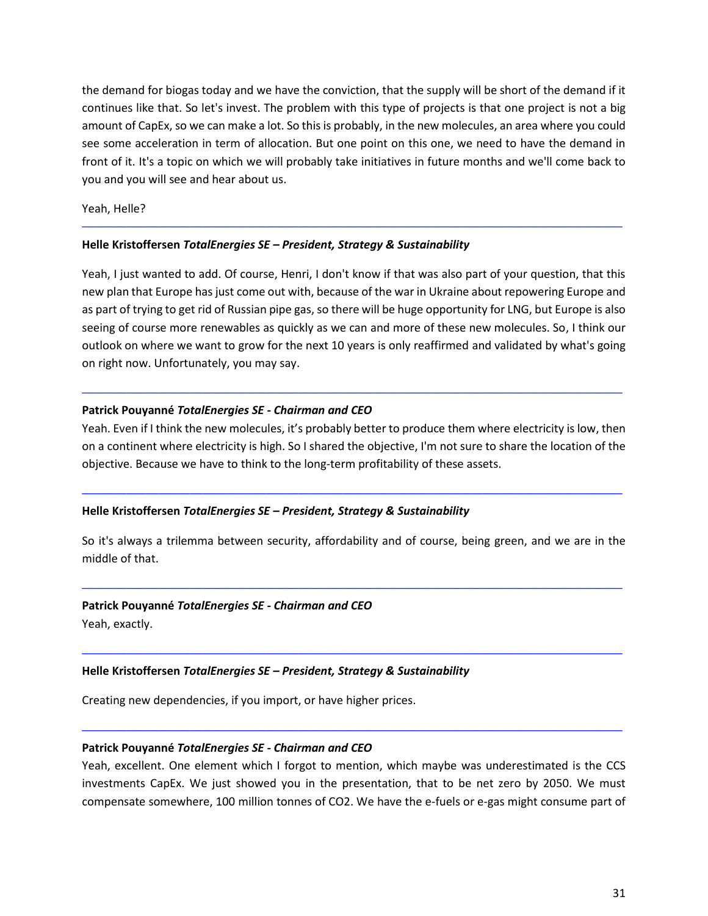the demand for biogas today and we have the conviction, that the supply will be short of the demand if it continues like that. So let's invest. The problem with this type of projects is that one project is not a big amount of CapEx, so we can make a lot. So this is probably, in the new molecules, an area where you could see some acceleration in term of allocation. But one point on this one, we need to have the demand in front of it. It's a topic on which we will probably take initiatives in future months and we'll come back to you and you will see and hear about us.

Yeah, Helle?

---

**Helle Kristoffersen** ***TotalEnergies SE – President, Strategy & Sustainability***

Yeah, I just wanted to add. Of course, Henri, I don't know if that was also part of your question, that this new plan that Europe has just come out with, because of the war in Ukraine about repowering Europe and as part of trying to get rid of Russian pipe gas, so there will be huge opportunity for LNG, but Europe is also seeing of course more renewables as quickly as we can and more of these new molecules. So, I think our outlook on where we want to grow for the next 10 years is only reaffirmed and validated by what's going on right now. Unfortunately, you may say.

---

**Patrick Pouyanné** ***TotalEnergies SE - Chairman and CEO***

Yeah. Even if I think the new molecules, it's probably better to produce them where electricity is low, then on a continent where electricity is high. So I shared the objective, I'm not sure to share the location of the objective. Because we have to think to the long-term profitability of these assets.

---

**Helle Kristoffersen** ***TotalEnergies SE – President, Strategy & Sustainability***

So it's always a trilemma between security, affordability and of course, being green, and we are in the middle of that.

---

**Patrick Pouyanné** ***TotalEnergies SE - Chairman and CEO***

Yeah, exactly.

---

**Helle Kristoffersen** ***TotalEnergies SE – President, Strategy & Sustainability***

Creating new dependencies, if you import, or have higher prices.

---

**Patrick Pouyanné** ***TotalEnergies SE - Chairman and CEO***

Yeah, excellent. One element which I forgot to mention, which maybe was underestimated is the CCS investments CapEx. We just showed you in the presentation, that to be net zero by 2050. We must compensate somewhere, 100 million tonnes of $CO_2$. We have the e-fuels or e-gas might consume part of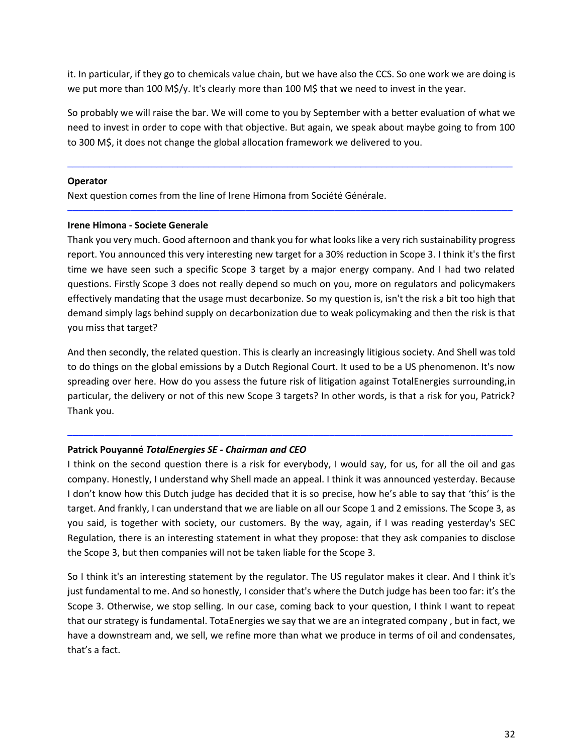it. In particular, if they go to chemicals value chain, but we have also the CCS. So one work we are doing is we put more than 100 M$/y. It's clearly more than 100 M$ that we need to invest in the year.

So probably we will raise the bar. We will come to you by September with a better evaluation of what we need to invest in order to cope with that objective. But again, we speak about maybe going to from 100 to 300 M$, it does not change the global allocation framework we delivered to you.

---

**Operator**
Next question comes from the line of Irene Himona from Société Générale.

---

**Irene Himona - Societe Generale**
Thank you very much. Good afternoon and thank you for what looks like a very rich sustainability progress report. You announced this very interesting new target for a 30% reduction in Scope 3. I think it's the first time we have seen such a specific Scope 3 target by a major energy company. And I had two related questions. Firstly Scope 3 does not really depend so much on you, more on regulators and policymakers effectively mandating that the usage must decarbonize. So my question is, isn't the risk a bit too high that demand simply lags behind supply on decarbonization due to weak policymaking and then the risk is that you miss that target?

And then secondly, the related question. This is clearly an increasingly litigious society. And Shell was told to do things on the global emissions by a Dutch Regional Court. It used to be a US phenomenon. It's now spreading over here. How do you assess the future risk of litigation against TotalEnergies surrounding,in particular, the delivery or not of this new Scope 3 targets? In other words, is that a risk for you, Patrick? Thank you.

---

**Patrick Pouyanné** ***TotalEnergies SE - Chairman and CEO***
I think on the second question there is a risk for everybody, I would say, for us, for all the oil and gas company. Honestly, I understand why Shell made an appeal. I think it was announced yesterday. Because I don't know how this Dutch judge has decided that it is so precise, how he's able to say that 'this' is the target. And frankly, I can understand that we are liable on all our Scope 1 and 2 emissions. The Scope 3, as you said, is together with society, our customers. By the way, again, if I was reading yesterday's SEC Regulation, there is an interesting statement in what they propose: that they ask companies to disclose the Scope 3, but then companies will not be taken liable for the Scope 3.

So I think it's an interesting statement by the regulator. The US regulator makes it clear. And I think it's just fundamental to me. And so honestly, I consider that's where the Dutch judge has been too far: it's the Scope 3. Otherwise, we stop selling. In our case, coming back to your question, I think I want to repeat that our strategy is fundamental. TotaEnergies we say that we are an integrated company , but in fact, we have a downstream and, we sell, we refine more than what we produce in terms of oil and condensates, that's a fact.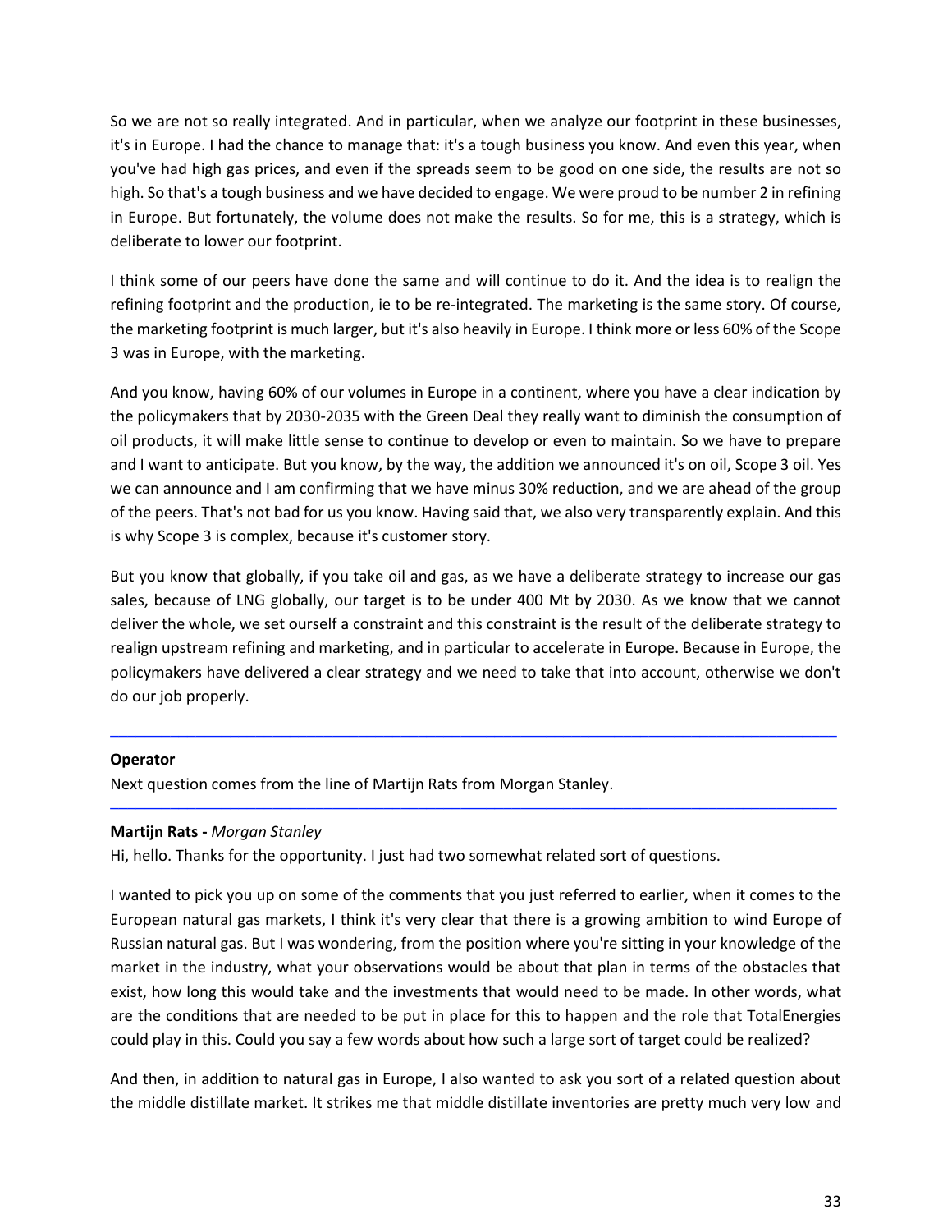So we are not so really integrated. And in particular, when we analyze our footprint in these businesses, it's in Europe. I had the chance to manage that: it's a tough business you know. And even this year, when you've had high gas prices, and even if the spreads seem to be good on one side, the results are not so high. So that's a tough business and we have decided to engage. We were proud to be number 2 in refining in Europe. But fortunately, the volume does not make the results. So for me, this is a strategy, which is deliberate to lower our footprint.

I think some of our peers have done the same and will continue to do it. And the idea is to realign the refining footprint and the production, ie to be re-integrated. The marketing is the same story. Of course, the marketing footprint is much larger, but it's also heavily in Europe. I think more or less 60% of the Scope 3 was in Europe, with the marketing.

And you know, having 60% of our volumes in Europe in a continent, where you have a clear indication by the policymakers that by 2030-2035 with the Green Deal they really want to diminish the consumption of oil products, it will make little sense to continue to develop or even to maintain. So we have to prepare and I want to anticipate. But you know, by the way, the addition we announced it's on oil, Scope 3 oil. Yes we can announce and I am confirming that we have minus 30% reduction, and we are ahead of the group of the peers. That's not bad for us you know. Having said that, we also very transparently explain. And this is why Scope 3 is complex, because it's customer story.

But you know that globally, if you take oil and gas, as we have a deliberate strategy to increase our gas sales, because of LNG globally, our target is to be under 400 Mt by 2030. As we know that we cannot deliver the whole, we set ourself a constraint and this constraint is the result of the deliberate strategy to realign upstream refining and marketing, and in particular to accelerate in Europe. Because in Europe, the policymakers have delivered a clear strategy and we need to take that into account, otherwise we don't do our job properly.

---

**Operator**

Next question comes from the line of Martijn Rats from Morgan Stanley.

---

**Martijn Rats -** *Morgan Stanley*

Hi, hello. Thanks for the opportunity. I just had two somewhat related sort of questions.

I wanted to pick you up on some of the comments that you just referred to earlier, when it comes to the European natural gas markets, I think it's very clear that there is a growing ambition to wind Europe of Russian natural gas. But I was wondering, from the position where you're sitting in your knowledge of the market in the industry, what your observations would be about that plan in terms of the obstacles that exist, how long this would take and the investments that would need to be made. In other words, what are the conditions that are needed to be put in place for this to happen and the role that TotalEnergies could play in this. Could you say a few words about how such a large sort of target could be realized?

And then, in addition to natural gas in Europe, I also wanted to ask you sort of a related question about the middle distillate market. It strikes me that middle distillate inventories are pretty much very low and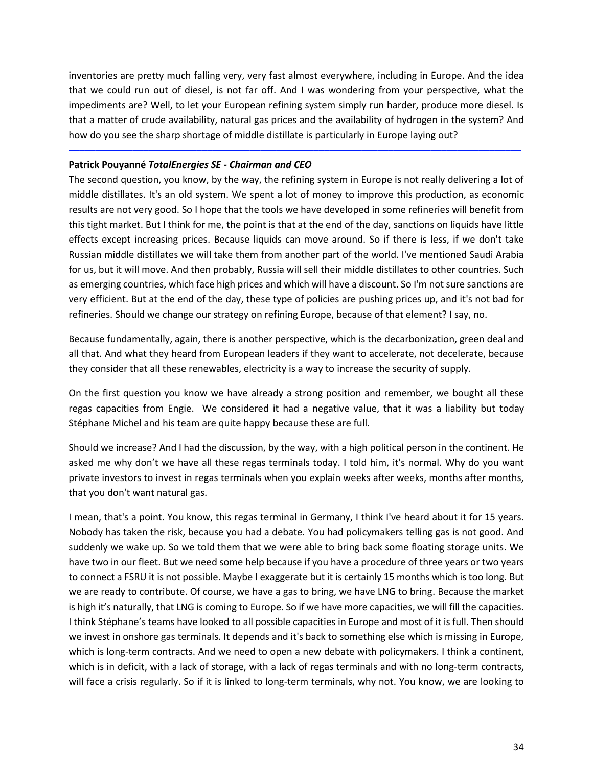inventories are pretty much falling very, very fast almost everywhere, including in Europe. And the idea that we could run out of diesel, is not far off. And I was wondering from your perspective, what the impediments are? Well, to let your European refining system simply run harder, produce more diesel. Is that a matter of crude availability, natural gas prices and the availability of hydrogen in the system? And how do you see the sharp shortage of middle distillate is particularly in Europe laying out?

---

**Patrick Pouyanné** ***TotalEnergies SE - Chairman and CEO***

The second question, you know, by the way, the refining system in Europe is not really delivering a lot of middle distillates. It's an old system. We spent a lot of money to improve this production, as economic results are not very good. So I hope that the tools we have developed in some refineries will benefit from this tight market. But I think for me, the point is that at the end of the day, sanctions on liquids have little effects except increasing prices. Because liquids can move around. So if there is less, if we don't take Russian middle distillates we will take them from another part of the world. I've mentioned Saudi Arabia for us, but it will move. And then probably, Russia will sell their middle distillates to other countries. Such as emerging countries, which face high prices and which will have a discount. So I'm not sure sanctions are very efficient. But at the end of the day, these type of policies are pushing prices up, and it's not bad for refineries. Should we change our strategy on refining Europe, because of that element? I say, no.

Because fundamentally, again, there is another perspective, which is the decarbonization, green deal and all that. And what they heard from European leaders if they want to accelerate, not decelerate, because they consider that all these renewables, electricity is a way to increase the security of supply.

On the first question you know we have already a strong position and remember, we bought all these regas capacities from Engie. We considered it had a negative value, that it was a liability but today Stéphane Michel and his team are quite happy because these are full.

Should we increase? And I had the discussion, by the way, with a high political person in the continent. He asked me why don't we have all these regas terminals today. I told him, it's normal. Why do you want private investors to invest in regas terminals when you explain weeks after weeks, months after months, that you don't want natural gas.

I mean, that's a point. You know, this regas terminal in Germany, I think I've heard about it for 15 years. Nobody has taken the risk, because you had a debate. You had policymakers telling gas is not good. And suddenly we wake up. So we told them that we were able to bring back some floating storage units. We have two in our fleet. But we need some help because if you have a procedure of three years or two years to connect a FSRU it is not possible. Maybe I exaggerate but it is certainly 15 months which is too long. But we are ready to contribute. Of course, we have a gas to bring, we have LNG to bring. Because the market is high it's naturally, that LNG is coming to Europe. So if we have more capacities, we will fill the capacities. I think Stéphane's teams have looked to all possible capacities in Europe and most of it is full. Then should we invest in onshore gas terminals. It depends and it's back to something else which is missing in Europe, which is long-term contracts. And we need to open a new debate with policymakers. I think a continent, which is in deficit, with a lack of storage, with a lack of regas terminals and with no long-term contracts, will face a crisis regularly. So if it is linked to long-term terminals, why not. You know, we are looking to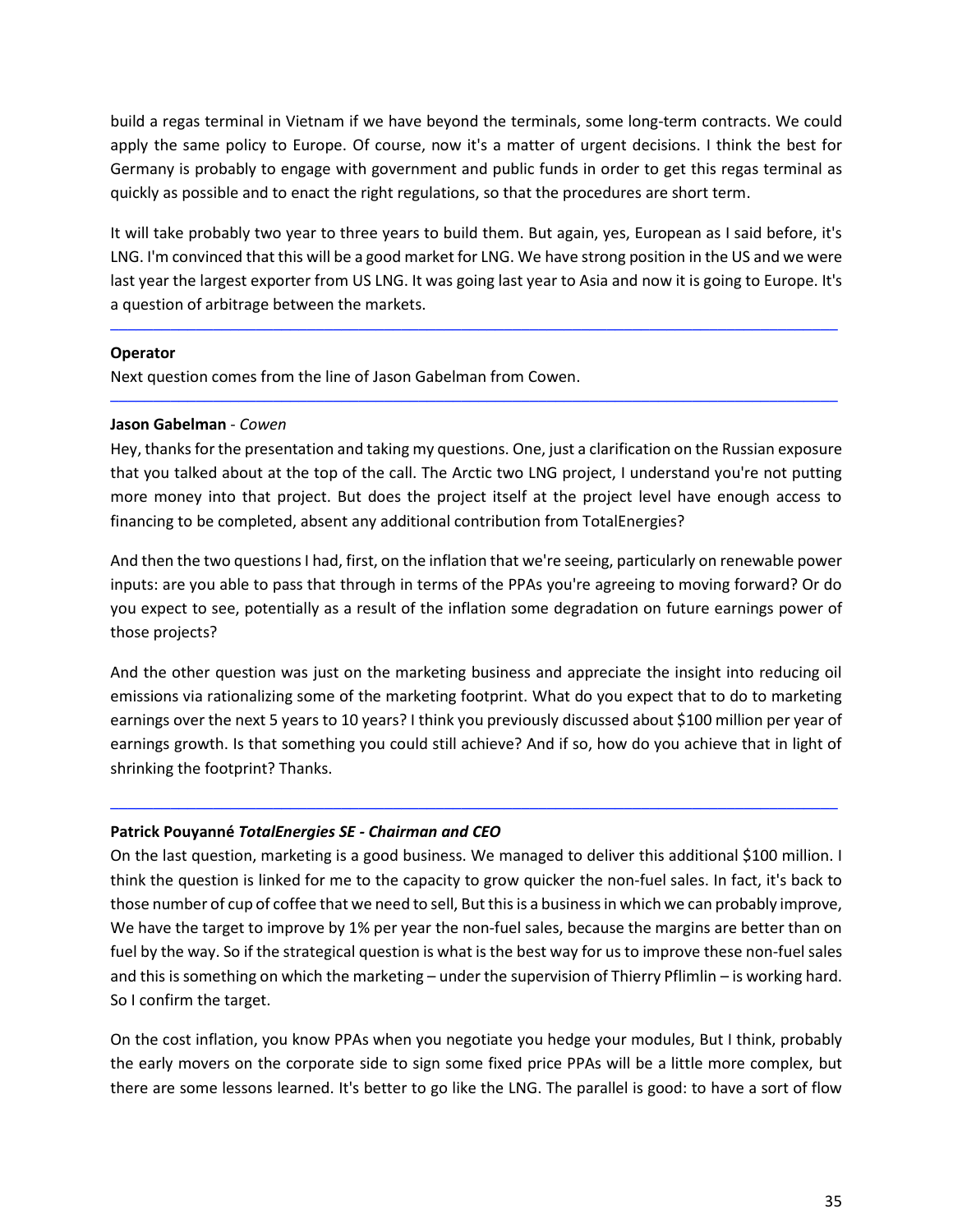build a regas terminal in Vietnam if we have beyond the terminals, some long-term contracts. We could apply the same policy to Europe. Of course, now it's a matter of urgent decisions. I think the best for Germany is probably to engage with government and public funds in order to get this regas terminal as quickly as possible and to enact the right regulations, so that the procedures are short term.

It will take probably two year to three years to build them. But again, yes, European as I said before, it's LNG. I'm convinced that this will be a good market for LNG. We have strong position in the US and we were last year the largest exporter from US LNG. It was going last year to Asia and now it is going to Europe. It's a question of arbitrage between the markets.

---

**Operator**

Next question comes from the line of Jason Gabelman from Cowen.

---

**Jason Gabelman** - *Cowen*

Hey, thanks for the presentation and taking my questions. One, just a clarification on the Russian exposure that you talked about at the top of the call. The Arctic two LNG project, I understand you're not putting more money into that project. But does the project itself at the project level have enough access to financing to be completed, absent any additional contribution from TotalEnergies?

And then the two questions I had, first, on the inflation that we're seeing, particularly on renewable power inputs: are you able to pass that through in terms of the PPAs you're agreeing to moving forward? Or do you expect to see, potentially as a result of the inflation some degradation on future earnings power of those projects?

And the other question was just on the marketing business and appreciate the insight into reducing oil emissions via rationalizing some of the marketing footprint. What do you expect that to do to marketing earnings over the next 5 years to 10 years? I think you previously discussed about $100 million per year of earnings growth. Is that something you could still achieve? And if so, how do you achieve that in light of shrinking the footprint? Thanks.

---

**Patrick Pouyanné** ***TotalEnergies SE - Chairman and CEO***

On the last question, marketing is a good business. We managed to deliver this additional $100 million. I think the question is linked for me to the capacity to grow quicker the non-fuel sales. In fact, it's back to those number of cup of coffee that we need to sell, But this is a business in which we can probably improve, We have the target to improve by 1% per year the non-fuel sales, because the margins are better than on fuel by the way. So if the strategical question is what is the best way for us to improve these non-fuel sales and this is something on which the marketing – under the supervision of Thierry Pflimlin – is working hard. So I confirm the target.

On the cost inflation, you know PPAs when you negotiate you hedge your modules, But I think, probably the early movers on the corporate side to sign some fixed price PPAs will be a little more complex, but there are some lessons learned. It's better to go like the LNG. The parallel is good: to have a sort of flow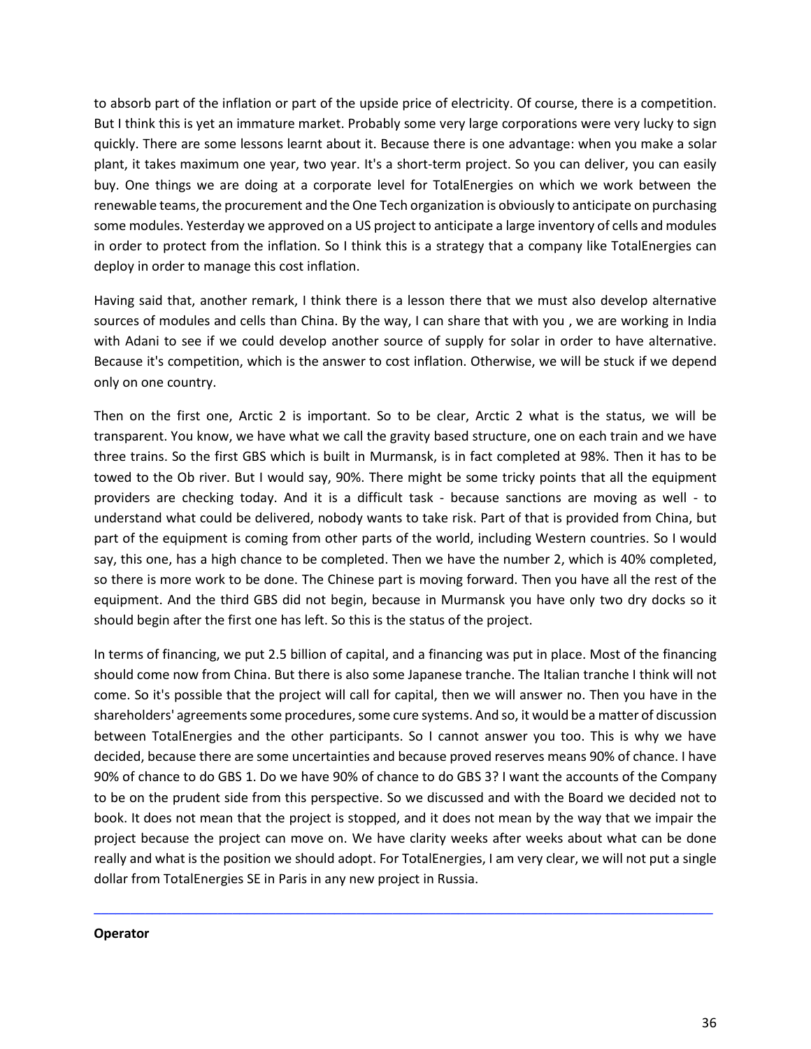to absorb part of the inflation or part of the upside price of electricity. Of course, there is a competition. But I think this is yet an immature market. Probably some very large corporations were very lucky to sign quickly. There are some lessons learnt about it. Because there is one advantage: when you make a solar plant, it takes maximum one year, two year. It's a short-term project. So you can deliver, you can easily buy. One things we are doing at a corporate level for TotalEnergies on which we work between the renewable teams, the procurement and the One Tech organization is obviously to anticipate on purchasing some modules. Yesterday we approved on a US project to anticipate a large inventory of cells and modules in order to protect from the inflation. So I think this is a strategy that a company like TotalEnergies can deploy in order to manage this cost inflation.

Having said that, another remark, I think there is a lesson there that we must also develop alternative sources of modules and cells than China. By the way, I can share that with you , we are working in India with Adani to see if we could develop another source of supply for solar in order to have alternative. Because it's competition, which is the answer to cost inflation. Otherwise, we will be stuck if we depend only on one country.

Then on the first one, Arctic 2 is important. So to be clear, Arctic 2 what is the status, we will be transparent. You know, we have what we call the gravity based structure, one on each train and we have three trains. So the first GBS which is built in Murmansk, is in fact completed at 98%. Then it has to be towed to the Ob river. But I would say, 90%. There might be some tricky points that all the equipment providers are checking today. And it is a difficult task - because sanctions are moving as well - to understand what could be delivered, nobody wants to take risk. Part of that is provided from China, but part of the equipment is coming from other parts of the world, including Western countries. So I would say, this one, has a high chance to be completed. Then we have the number 2, which is 40% completed, so there is more work to be done. The Chinese part is moving forward. Then you have all the rest of the equipment. And the third GBS did not begin, because in Murmansk you have only two dry docks so it should begin after the first one has left. So this is the status of the project.

In terms of financing, we put 2.5 billion of capital, and a financing was put in place. Most of the financing should come now from China. But there is also some Japanese tranche. The Italian tranche I think will not come. So it's possible that the project will call for capital, then we will answer no. Then you have in the shareholders' agreements some procedures, some cure systems. And so, it would be a matter of discussion between TotalEnergies and the other participants. So I cannot answer you too. This is why we have decided, because there are some uncertainties and because proved reserves means 90% of chance. I have 90% of chance to do GBS 1. Do we have 90% of chance to do GBS 3? I want the accounts of the Company to be on the prudent side from this perspective. So we discussed and with the Board we decided not to book. It does not mean that the project is stopped, and it does not mean by the way that we impair the project because the project can move on. We have clarity weeks after weeks about what can be done really and what is the position we should adopt. For TotalEnergies, I am very clear, we will not put a single dollar from TotalEnergies SE in Paris in any new project in Russia.

---

**Operator**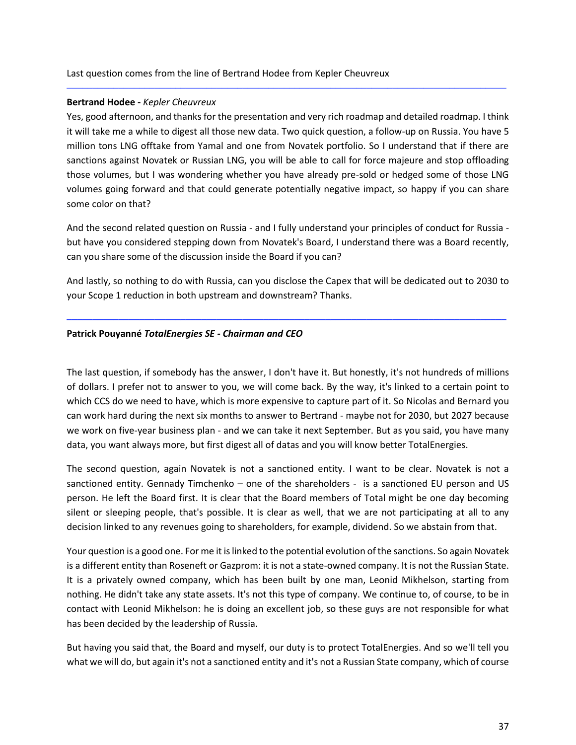Last question comes from the line of Bertrand Hodee from Kepler Cheuvreux

---

**Bertrand Hodee -** *Kepler Cheuvreux*

Yes, good afternoon, and thanks for the presentation and very rich roadmap and detailed roadmap. I think it will take me a while to digest all those new data. Two quick question, a follow-up on Russia. You have 5 million tons LNG offtake from Yamal and one from Novatek portfolio. So I understand that if there are sanctions against Novatek or Russian LNG, you will be able to call for force majeure and stop offloading those volumes, but I was wondering whether you have already pre-sold or hedged some of those LNG volumes going forward and that could generate potentially negative impact, so happy if you can share some color on that?

And the second related question on Russia - and I fully understand your principles of conduct for Russia - but have you considered stepping down from Novatek's Board, I understand there was a Board recently, can you share some of the discussion inside the Board if you can?

And lastly, so nothing to do with Russia, can you disclose the Capex that will be dedicated out to 2030 to your Scope 1 reduction in both upstream and downstream? Thanks.

---

**Patrick Pouyanné** ***TotalEnergies SE - Chairman and CEO***

The last question, if somebody has the answer, I don't have it. But honestly, it's not hundreds of millions of dollars. I prefer not to answer to you, we will come back. By the way, it's linked to a certain point to which CCS do we need to have, which is more expensive to capture part of it. So Nicolas and Bernard you can work hard during the next six months to answer to Bertrand - maybe not for 2030, but 2027 because we work on five-year business plan - and we can take it next September. But as you said, you have many data, you want always more, but first digest all of datas and you will know better TotalEnergies.

The second question, again Novatek is not a sanctioned entity. I want to be clear. Novatek is not a sanctioned entity. Gennady Timchenko – one of the shareholders - is a sanctioned EU person and US person. He left the Board first. It is clear that the Board members of Total might be one day becoming silent or sleeping people, that's possible. It is clear as well, that we are not participating at all to any decision linked to any revenues going to shareholders, for example, dividend. So we abstain from that.

Your question is a good one. For me it is linked to the potential evolution of the sanctions. So again Novatek is a different entity than Roseneft or Gazprom: it is not a state-owned company. It is not the Russian State. It is a privately owned company, which has been built by one man, Leonid Mikhelson, starting from nothing. He didn't take any state assets. It's not this type of company. We continue to, of course, to be in contact with Leonid Mikhelson: he is doing an excellent job, so these guys are not responsible for what has been decided by the leadership of Russia.

But having you said that, the Board and myself, our duty is to protect TotalEnergies. And so we'll tell you what we will do, but again it's not a sanctioned entity and it's not a Russian State company, which of course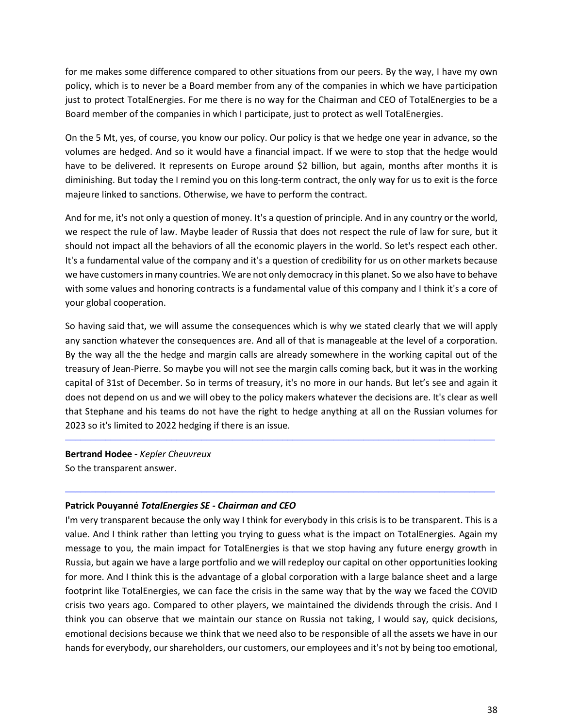for me makes some difference compared to other situations from our peers. By the way, I have my own policy, which is to never be a Board member from any of the companies in which we have participation just to protect TotalEnergies. For me there is no way for the Chairman and CEO of TotalEnergies to be a Board member of the companies in which I participate, just to protect as well TotalEnergies.

On the 5 Mt, yes, of course, you know our policy. Our policy is that we hedge one year in advance, so the volumes are hedged. And so it would have a financial impact. If we were to stop that the hedge would have to be delivered. It represents on Europe around $2 billion, but again, months after months it is diminishing. But today the I remind you on this long-term contract, the only way for us to exit is the force majeure linked to sanctions. Otherwise, we have to perform the contract.

And for me, it's not only a question of money. It's a question of principle. And in any country or the world, we respect the rule of law. Maybe leader of Russia that does not respect the rule of law for sure, but it should not impact all the behaviors of all the economic players in the world. So let's respect each other. It's a fundamental value of the company and it's a question of credibility for us on other markets because we have customers in many countries. We are not only democracy in this planet. So we also have to behave with some values and honoring contracts is a fundamental value of this company and I think it's a core of your global cooperation.

So having said that, we will assume the consequences which is why we stated clearly that we will apply any sanction whatever the consequences are. And all of that is manageable at the level of a corporation. By the way all the the hedge and margin calls are already somewhere in the working capital out of the treasury of Jean-Pierre. So maybe you will not see the margin calls coming back, but it was in the working capital of 31st of December. So in terms of treasury, it's no more in our hands. But let's see and again it does not depend on us and we will obey to the policy makers whatever the decisions are. It's clear as well that Stephane and his teams do not have the right to hedge anything at all on the Russian volumes for 2023 so it's limited to 2022 hedging if there is an issue.

---

**Bertrand Hodee -** *Kepler Cheuvreux*
So the transparent answer.

---

**Patrick Pouyanné** ***TotalEnergies SE - Chairman and CEO***
I'm very transparent because the only way I think for everybody in this crisis is to be transparent. This is a value. And I think rather than letting you trying to guess what is the impact on TotalEnergies. Again my message to you, the main impact for TotalEnergies is that we stop having any future energy growth in Russia, but again we have a large portfolio and we will redeploy our capital on other opportunities looking for more. And I think this is the advantage of a global corporation with a large balance sheet and a large footprint like TotalEnergies, we can face the crisis in the same way that by the way we faced the COVID crisis two years ago. Compared to other players, we maintained the dividends through the crisis. And I think you can observe that we maintain our stance on Russia not taking, I would say, quick decisions, emotional decisions because we think that we need also to be responsible of all the assets we have in our hands for everybody, our shareholders, our customers, our employees and it's not by being too emotional,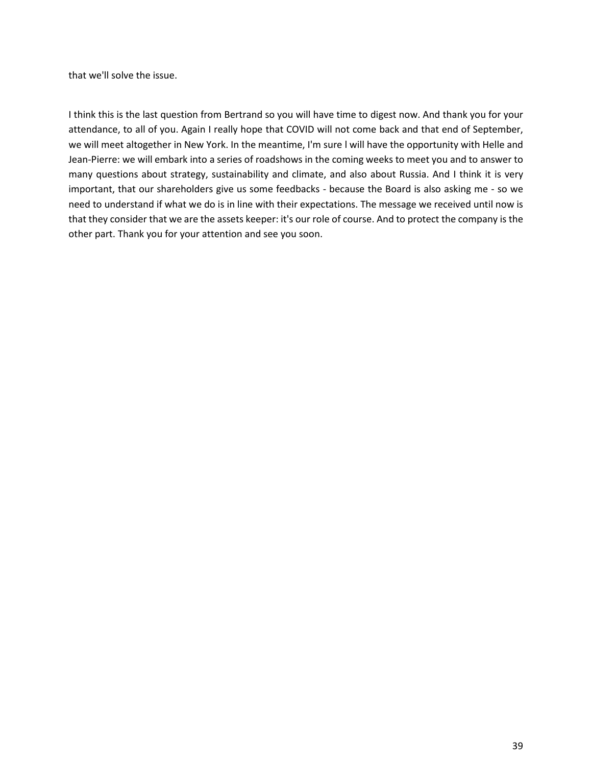that we'll solve the issue.

I think this is the last question from Bertrand so you will have time to digest now. And thank you for your attendance, to all of you. Again I really hope that COVID will not come back and that end of September, we will meet altogether in New York. In the meantime, I'm sure l will have the opportunity with Helle and Jean-Pierre: we will embark into a series of roadshows in the coming weeks to meet you and to answer to many questions about strategy, sustainability and climate, and also about Russia. And I think it is very important, that our shareholders give us some feedbacks - because the Board is also asking me - so we need to understand if what we do is in line with their expectations. The message we received until now is that they consider that we are the assets keeper: it's our role of course. And to protect the company is the other part. Thank you for your attention and see you soon.